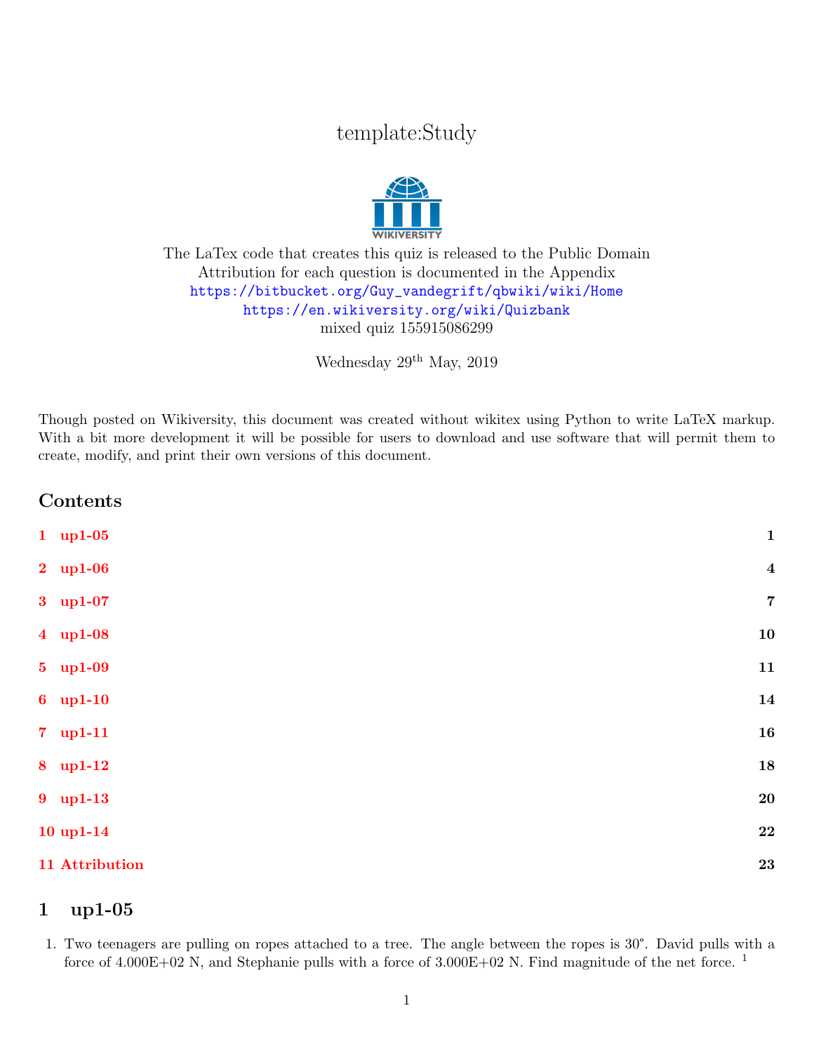# template:Study

The LaTex code that creates this quiz is released to the Public Domain
Attribution for each question is documented in the Appendix
https://bitbucket.org/Guy_vandegrift/qbwiki/wiki/Home
https://en.wikiversity.org/wiki/Quizbank
mixed quiz 155915086299

Wednesday 29th May, 2019

Though posted on Wikiversity, this document was created without wikitex using Python to write LaTeX markup. With a bit more development it will be possible for users to download and use software that will permit them to create, modify, and print their own versions of this document.

## Contents

| | | |
|---|---|---|
| 1 | up1-05 | 1 |
| 2 | up1-06 | 4 |
| 3 | up1-07 | 7 |
| 4 | up1-08 | 10 |
| 5 | up1-09 | 11 |
| 6 | up1-10 | 14 |
| 7 | up1-11 | 16 |
| 8 | up1-12 | 18 |
| 9 | up1-13 | 20 |
| 10 | up1-14 | 22 |
| 11 | Attribution | 23 |

## 1 up1-05

1. Two teenagers are pulling on ropes attached to a tree. The angle between the ropes is 30°. David pulls with a force of 4.000E+02 N, and Stephanie pulls with a force of 3.000E+02 N. Find magnitude of the net force. [1]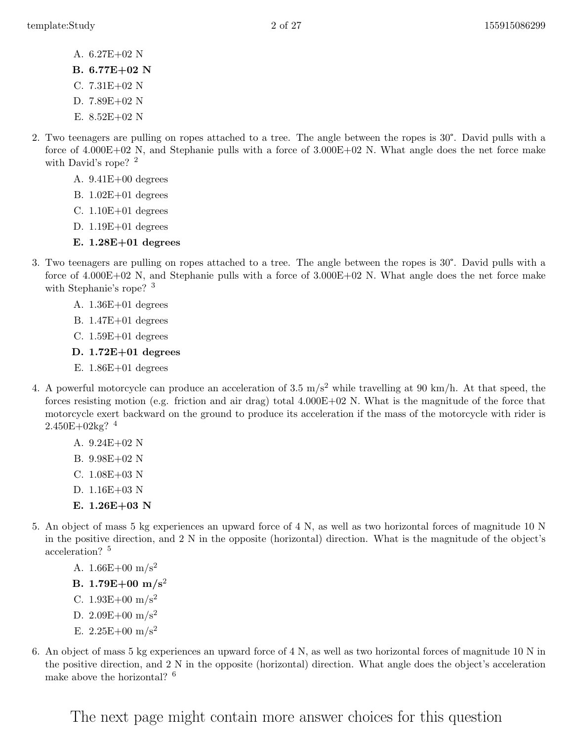A. 6.27E+02 N

**B. 6.77E+02 N**

C. 7.31E+02 N

D. 7.89E+02 N

E. 8.52E+02 N

2. Two teenagers are pulling on ropes attached to a tree. The angle between the ropes is 30°. David pulls with a force of 4.000E+02 N, and Stephanie pulls with a force of 3.000E+02 N. What angle does the net force make with David's rope? [2]

   A. 9.41E+00 degrees

   B. 1.02E+01 degrees

   C. 1.10E+01 degrees

   D. 1.19E+01 degrees

   **E. 1.28E+01 degrees**

3. Two teenagers are pulling on ropes attached to a tree. The angle between the ropes is 30°. David pulls with a force of 4.000E+02 N, and Stephanie pulls with a force of 3.000E+02 N. What angle does the net force make with Stephanie's rope? [3]

   A. 1.36E+01 degrees

   B. 1.47E+01 degrees

   C. 1.59E+01 degrees

   **D. 1.72E+01 degrees**

   E. 1.86E+01 degrees

4. A powerful motorcycle can produce an acceleration of 3.5 $m/s^2$ while travelling at 90 km/h. At that speed, the forces resisting motion (e.g. friction and air drag) total 4.000E+02 N. What is the magnitude of the force that motorcycle exert backward on the ground to produce its acceleration if the mass of the motorcycle with rider is 2.450E+02kg? [4]

   A. 9.24E+02 N

   B. 9.98E+02 N

   C. 1.08E+03 N

   D. 1.16E+03 N

   **E. 1.26E+03 N**

5. An object of mass 5 kg experiences an upward force of 4 N, as well as two horizontal forces of magnitude 10 N in the positive direction, and 2 N in the opposite (horizontal) direction. What is the magnitude of the object's acceleration? [5]

   A. 1.66E+00 $m/s^2$

   **B. 1.79E+00 $m/s^2$**

   C. 1.93E+00 $m/s^2$

   D. 2.09E+00 $m/s^2$

   E. 2.25E+00 $m/s^2$

6. An object of mass 5 kg experiences an upward force of 4 N, as well as two horizontal forces of magnitude 10 N in the positive direction, and 2 N in the opposite (horizontal) direction. What angle does the object's acceleration make above the horizontal? [6]

The next page might contain more answer choices for this question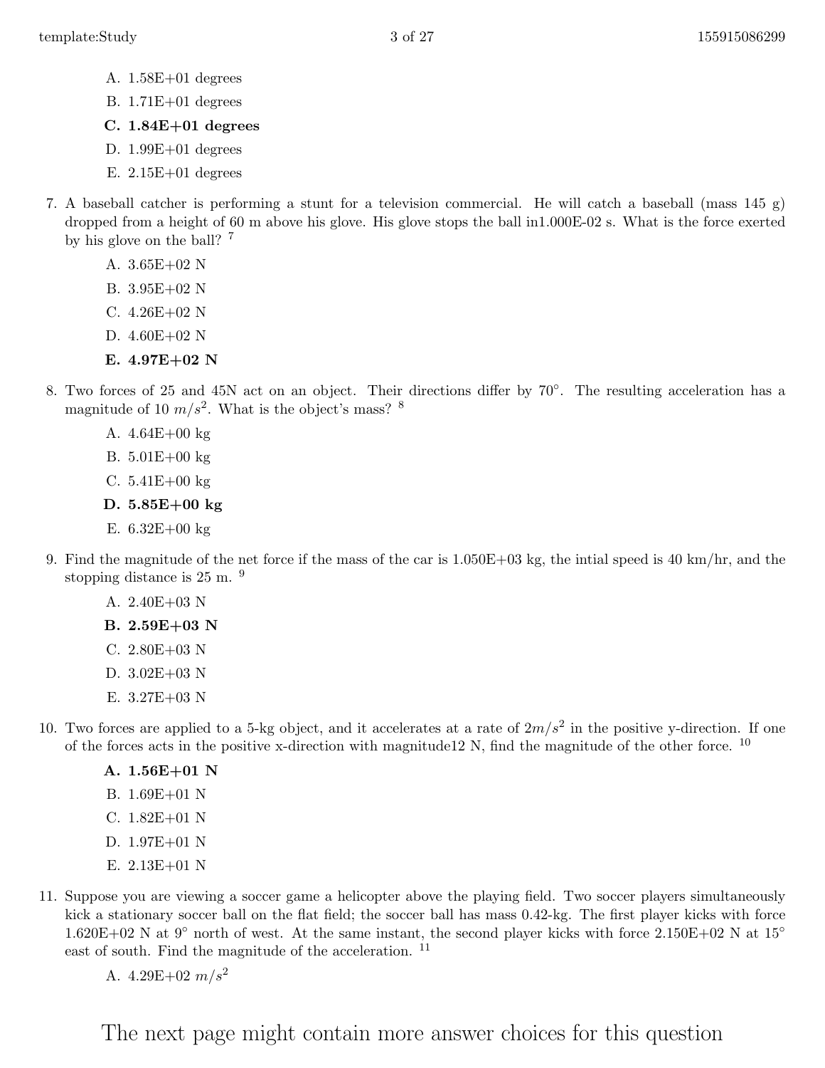A. 1.58E+01 degrees

B. 1.71E+01 degrees

**C. 1.84E+01 degrees**

D. 1.99E+01 degrees

E. 2.15E+01 degrees

7. A baseball catcher is performing a stunt for a television commercial. He will catch a baseball (mass 145 g) dropped from a height of 60 m above his glove. His glove stops the ball in1.000E-02 s. What is the force exerted by his glove on the ball? [7]

A. 3.65E+02 N

B. 3.95E+02 N

C. 4.26E+02 N

D. 4.60E+02 N

**E. 4.97E+02 N**

8. Two forces of 25 and 45N act on an object. Their directions differ by 70°. The resulting acceleration has a magnitude of 10 $m/s^2$. What is the object's mass? [8]

A. 4.64E+00 kg

B. 5.01E+00 kg

C. 5.41E+00 kg

**D. 5.85E+00 kg**

E. 6.32E+00 kg

9. Find the magnitude of the net force if the mass of the car is 1.050E+03 kg, the intial speed is 40 km/hr, and the stopping distance is 25 m. [9]

A. 2.40E+03 N

**B. 2.59E+03 N**

C. 2.80E+03 N

D. 3.02E+03 N

E. 3.27E+03 N

10. Two forces are applied to a 5-kg object, and it accelerates at a rate of $2 m/s^2$ in the positive y-direction. If one of the forces acts in the positive x-direction with magnitude12 N, find the magnitude of the other force. [10]

**A. 1.56E+01 N**

B. 1.69E+01 N

C. 1.82E+01 N

D. 1.97E+01 N

E. 2.13E+01 N

11. Suppose you are viewing a soccer game a helicopter above the playing field. Two soccer players simultaneously kick a stationary soccer ball on the flat field; the soccer ball has mass 0.42-kg. The first player kicks with force 1.620E+02 N at 9° north of west. At the same instant, the second player kicks with force 2.150E+02 N at 15° east of south. Find the magnitude of the acceleration. [11]

A. 4.29E+02 $m/s^2$

The next page might contain more answer choices for this question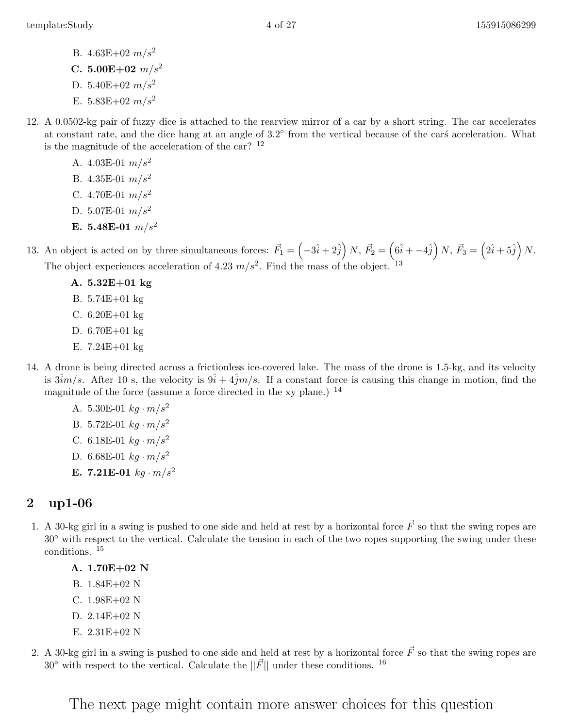B. 4.63E+02 $m/s^2$

**C. 5.00E+02** $m/s^2$

D. 5.40E+02 $m/s^2$

E. 5.83E+02 $m/s^2$

12. A 0.0502-kg pair of fuzzy dice is attached to the rearview mirror of a car by a short string. The car accelerates at constant rate, and the dice hang at an angle of 3.2° from the vertical because of the carś acceleration. What is the magnitude of the acceleration of the car? [12]

 A. 4.03E-01 $m/s^2$

 B. 4.35E-01 $m/s^2$

 C. 4.70E-01 $m/s^2$

 D. 5.07E-01 $m/s^2$

 **E. 5.48E-01** $m/s^2$

13. An object is acted on by three simultaneous forces: $\vec{F_1} = \left(-3\hat{i} + 2\hat{j}\right) N$, $\vec{F_2} = \left(6\hat{i} + -4\hat{j}\right) N$, $\vec{F_3} = \left(2\hat{i} + 5\hat{j}\right) N$. The object experiences acceleration of 4.23 $m/s^2$. Find the mass of the object. [13]

 **A. 5.32E+01 kg**

 B. 5.74E+01 kg

 C. 6.20E+01 kg

 D. 6.70E+01 kg

 E. 7.24E+01 kg

14. A drone is being directed across a frictionless ice-covered lake. The mass of the drone is 1.5-kg, and its velocity is $3\hat{i}m/s$. After 10 s, the velocity is $9\hat{i} + 4\hat{j}m/s$. If a constant force is causing this change in motion, find the magnitude of the force (assume a force directed in the xy plane.) [14]

 A. 5.30E-01 $kg \cdot m/s^2$

 B. 5.72E-01 $kg \cdot m/s^2$

 C. 6.18E-01 $kg \cdot m/s^2$

 D. 6.68E-01 $kg \cdot m/s^2$

 **E. 7.21E-01** $kg \cdot m/s^2$

## 2 up1-06

1. A 30-kg girl in a swing is pushed to one side and held at rest by a horizontal force $\vec{F}$ so that the swing ropes are 30° with respect to the vertical. Calculate the tension in each of the two ropes supporting the swing under these conditions. [15]

 **A. 1.70E+02 N**

 B. 1.84E+02 N

 C. 1.98E+02 N

 D. 2.14E+02 N

 E. 2.31E+02 N

2. A 30-kg girl in a swing is pushed to one side and held at rest by a horizontal force $\vec{F}$ so that the swing ropes are 30° with respect to the vertical. Calculate the $||\vec{F}||$ under these conditions. [16]

The next page might contain more answer choices for this question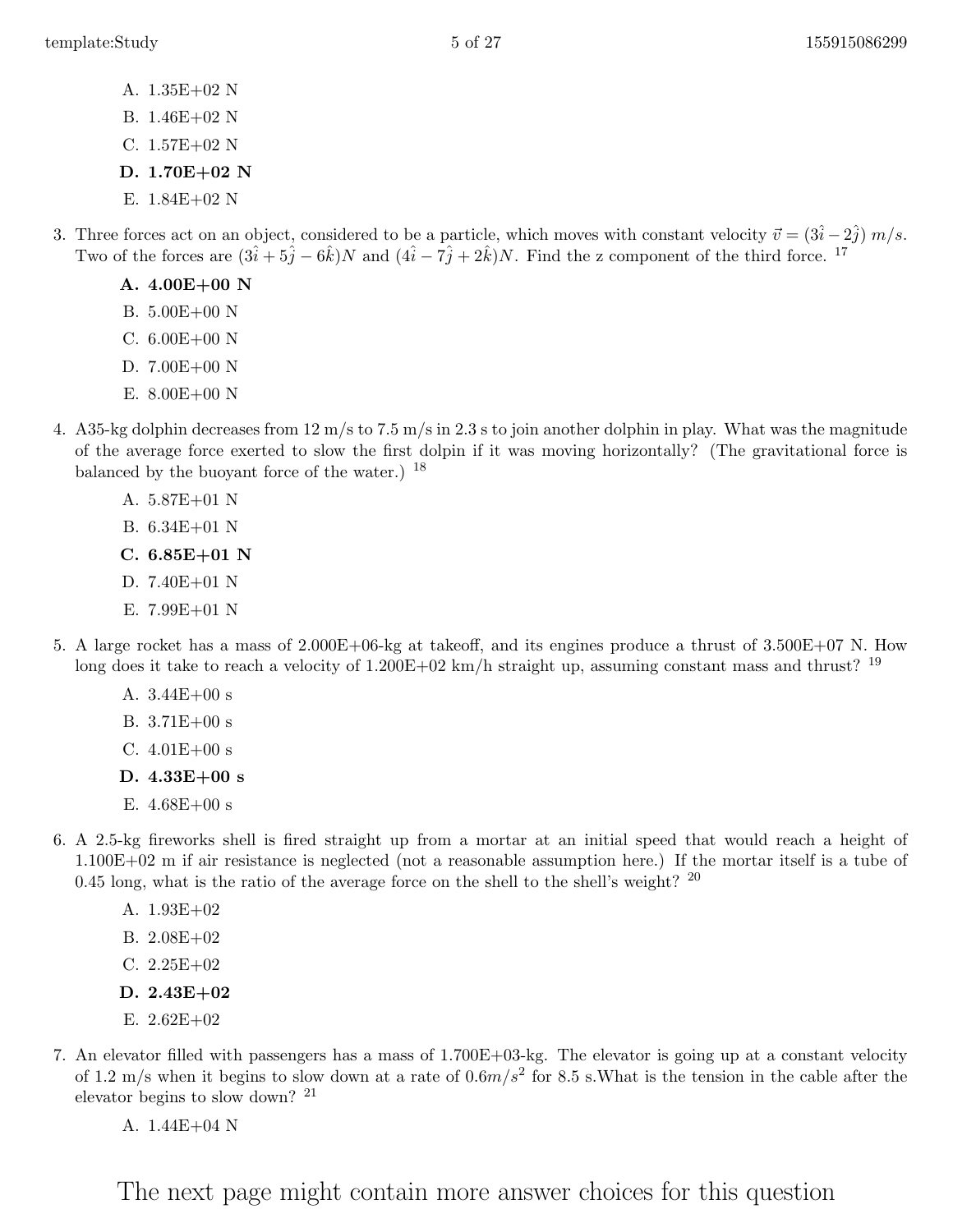A. 1.35E+02 N
B. 1.46E+02 N
C. 1.57E+02 N
**D. 1.70E+02 N**
E. 1.84E+02 N

3. Three forces act on an object, considered to be a particle, which moves with constant velocity $\vec{v} = (3\hat{i} - 2\hat{j})\ m/s$. Two of the forces are $(3\hat{i} + 5\hat{j} - 6\hat{k})N$ and $(4\hat{i} - 7\hat{j} + 2\hat{k})N$. Find the z component of the third force. [17]

   **A. 4.00E+00 N**
   B. 5.00E+00 N
   C. 6.00E+00 N
   D. 7.00E+00 N
   E. 8.00E+00 N

4. A35-kg dolphin decreases from 12 m/s to 7.5 m/s in 2.3 s to join another dolphin in play. What was the magnitude of the average force exerted to slow the first dolpin if it was moving horizontally? (The gravitational force is balanced by the buoyant force of the water.) [18]

   A. 5.87E+01 N
   B. 6.34E+01 N
   **C. 6.85E+01 N**
   D. 7.40E+01 N
   E. 7.99E+01 N

5. A large rocket has a mass of 2.000E+06-kg at takeoff, and its engines produce a thrust of 3.500E+07 N. How long does it take to reach a velocity of 1.200E+02 km/h straight up, assuming constant mass and thrust? [19]

   A. 3.44E+00 s
   B. 3.71E+00 s
   C. 4.01E+00 s
   **D. 4.33E+00 s**
   E. 4.68E+00 s

6. A 2.5-kg fireworks shell is fired straight up from a mortar at an initial speed that would reach a height of 1.100E+02 m if air resistance is neglected (not a reasonable assumption here.) If the mortar itself is a tube of 0.45 long, what is the ratio of the average force on the shell to the shell's weight? [20]

   A. 1.93E+02
   B. 2.08E+02
   C. 2.25E+02
   **D. 2.43E+02**
   E. 2.62E+02

7. An elevator filled with passengers has a mass of 1.700E+03-kg. The elevator is going up at a constant velocity of 1.2 m/s when it begins to slow down at a rate of $0.6 m/s^2$ for 8.5 s.What is the tension in the cable after the elevator begins to slow down? [21]

   A. 1.44E+04 N

The next page might contain more answer choices for this question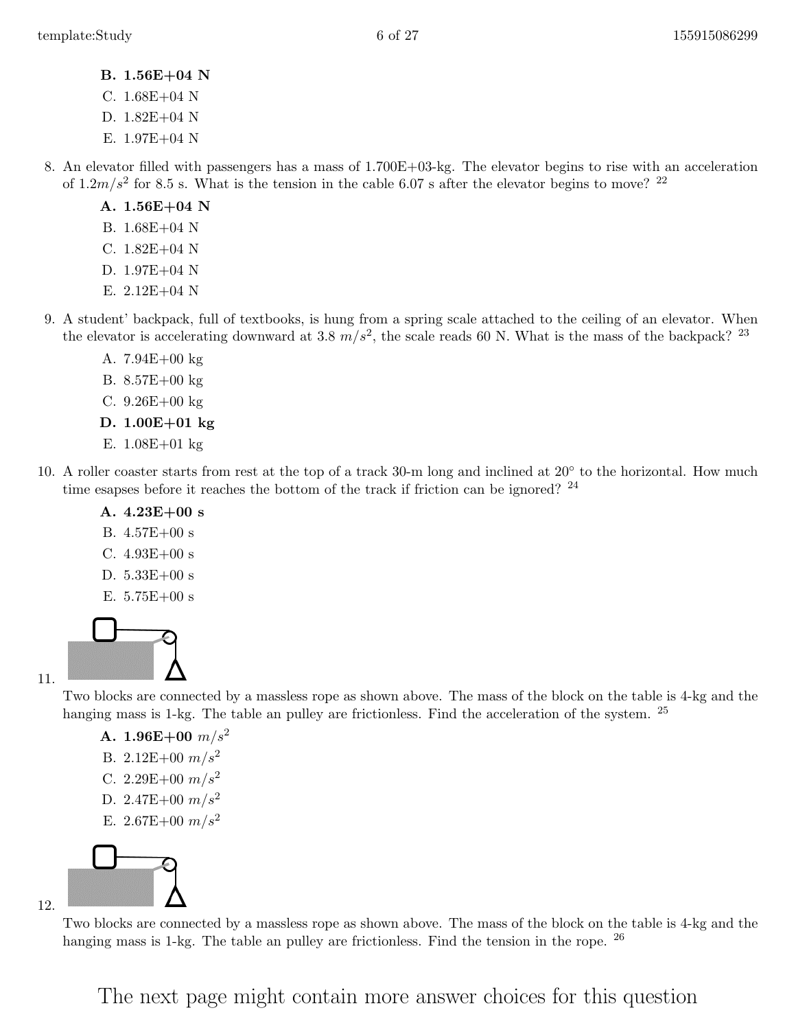**B. 1.56E+04 N**
C. 1.68E+04 N
D. 1.82E+04 N
E. 1.97E+04 N

8. An elevator filled with passengers has a mass of 1.700E+03-kg. The elevator begins to rise with an acceleration of $1.2 m/s^2$ for 8.5 s. What is the tension in the cable 6.07 s after the elevator begins to move? [22]

**A. 1.56E+04 N**
B. 1.68E+04 N
C. 1.82E+04 N
D. 1.97E+04 N
E. 2.12E+04 N

9. A student' backpack, full of textbooks, is hung from a spring scale attached to the ceiling of an elevator. When the elevator is accelerating downward at 3.8 $m/s^2$, the scale reads 60 N. What is the mass of the backpack? [23]

A. 7.94E+00 kg
B. 8.57E+00 kg
C. 9.26E+00 kg
**D. 1.00E+01 kg**
E. 1.08E+01 kg

10. A roller coaster starts from rest at the top of a track 30-m long and inclined at 20° to the horizontal. How much time esapses before it reaches the bottom of the track if friction can be ignored? [24]

**A. 4.23E+00 s**
B. 4.57E+00 s
C. 4.93E+00 s
D. 5.33E+00 s
E. 5.75E+00 s

11. Two blocks are connected by a massless rope as shown above. The mass of the block on the table is 4-kg and the hanging mass is 1-kg. The table an pulley are frictionless. Find the acceleration of the system. [25]

**A. 1.96E+00 $m/s^2$**
B. 2.12E+00 $m/s^2$
C. 2.29E+00 $m/s^2$
D. 2.47E+00 $m/s^2$
E. 2.67E+00 $m/s^2$

12. Two blocks are connected by a massless rope as shown above. The mass of the block on the table is 4-kg and the hanging mass is 1-kg. The table an pulley are frictionless. Find the tension in the rope. [26]

The next page might contain more answer choices for this question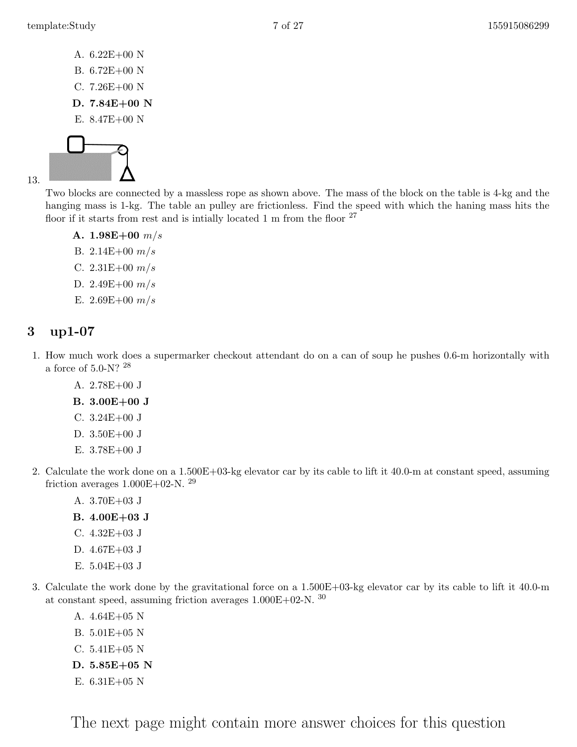A. 6.22E+00 N

B. 6.72E+00 N

C. 7.26E+00 N

**D. 7.84E+00 N**

E. 8.47E+00 N

13. Two blocks are connected by a massless rope as shown above. The mass of the block on the table is 4-kg and the hanging mass is 1-kg. The table an pulley are frictionless. Find the speed with which the haning mass hits the floor if it starts from rest and is intially located 1 m from the floor [27]

**A. 1.98E+00** $m/s$

B. 2.14E+00 $m/s$

C. 2.31E+00 $m/s$

D. 2.49E+00 $m/s$

E. 2.69E+00 $m/s$

## 3 up1-07

1. How much work does a supermarker checkout attendant do on a can of soup he pushes 0.6-m horizontally with a force of 5.0-N? [28]

   A. 2.78E+00 J

   **B. 3.00E+00 J**

   C. 3.24E+00 J

   D. 3.50E+00 J

   E. 3.78E+00 J

2. Calculate the work done on a 1.500E+03-kg elevator car by its cable to lift it 40.0-m at constant speed, assuming friction averages 1.000E+02-N. [29]

   A. 3.70E+03 J

   **B. 4.00E+03 J**

   C. 4.32E+03 J

   D. 4.67E+03 J

   E. 5.04E+03 J

3. Calculate the work done by the gravitational force on a 1.500E+03-kg elevator car by its cable to lift it 40.0-m at constant speed, assuming friction averages 1.000E+02-N. [30]

   A. 4.64E+05 N

   B. 5.01E+05 N

   C. 5.41E+05 N

   **D. 5.85E+05 N**

   E. 6.31E+05 N

The next page might contain more answer choices for this question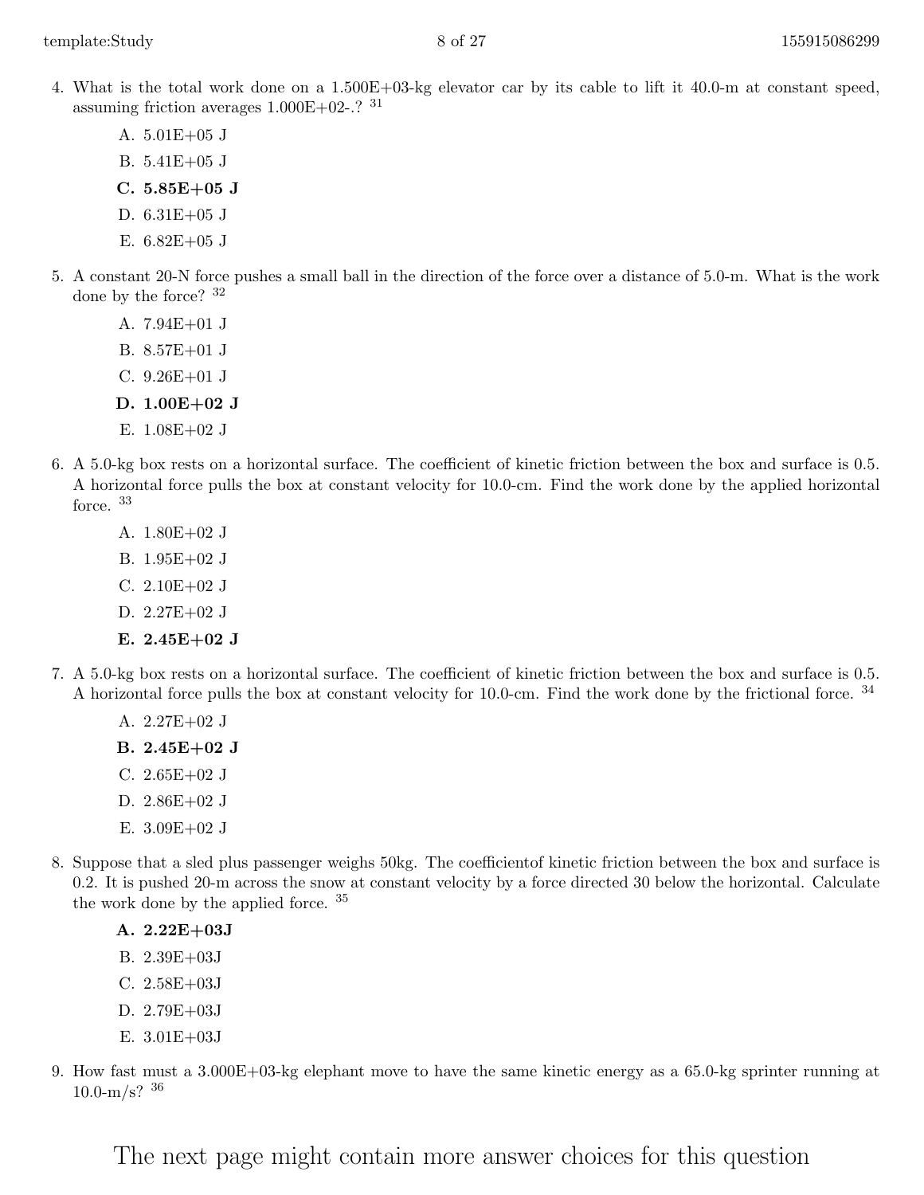4. What is the total work done on a 1.500E+03-kg elevator car by its cable to lift it 40.0-m at constant speed, assuming friction averages 1.000E+02-.? [31]

   A. 5.01E+05 J
   B. 5.41E+05 J
   **C. 5.85E+05 J**
   D. 6.31E+05 J
   E. 6.82E+05 J

5. A constant 20-N force pushes a small ball in the direction of the force over a distance of 5.0-m. What is the work done by the force? [32]

   A. 7.94E+01 J
   B. 8.57E+01 J
   C. 9.26E+01 J
   **D. 1.00E+02 J**
   E. 1.08E+02 J

6. A 5.0-kg box rests on a horizontal surface. The coefficient of kinetic friction between the box and surface is 0.5. A horizontal force pulls the box at constant velocity for 10.0-cm. Find the work done by the applied horizontal force. [33]

   A. 1.80E+02 J
   B. 1.95E+02 J
   C. 2.10E+02 J
   D. 2.27E+02 J
   **E. 2.45E+02 J**

7. A 5.0-kg box rests on a horizontal surface. The coefficient of kinetic friction between the box and surface is 0.5. A horizontal force pulls the box at constant velocity for 10.0-cm. Find the work done by the frictional force. [34]

   A. 2.27E+02 J
   **B. 2.45E+02 J**
   C. 2.65E+02 J
   D. 2.86E+02 J
   E. 3.09E+02 J

8. Suppose that a sled plus passenger weighs 50kg. The coefficientof kinetic friction between the box and surface is 0.2. It is pushed 20-m across the snow at constant velocity by a force directed 30 below the horizontal. Calculate the work done by the applied force. [35]

   **A. 2.22E+03J**
   B. 2.39E+03J
   C. 2.58E+03J
   D. 2.79E+03J
   E. 3.01E+03J

9. How fast must a 3.000E+03-kg elephant move to have the same kinetic energy as a 65.0-kg sprinter running at 10.0-m/s? [36]

The next page might contain more answer choices for this question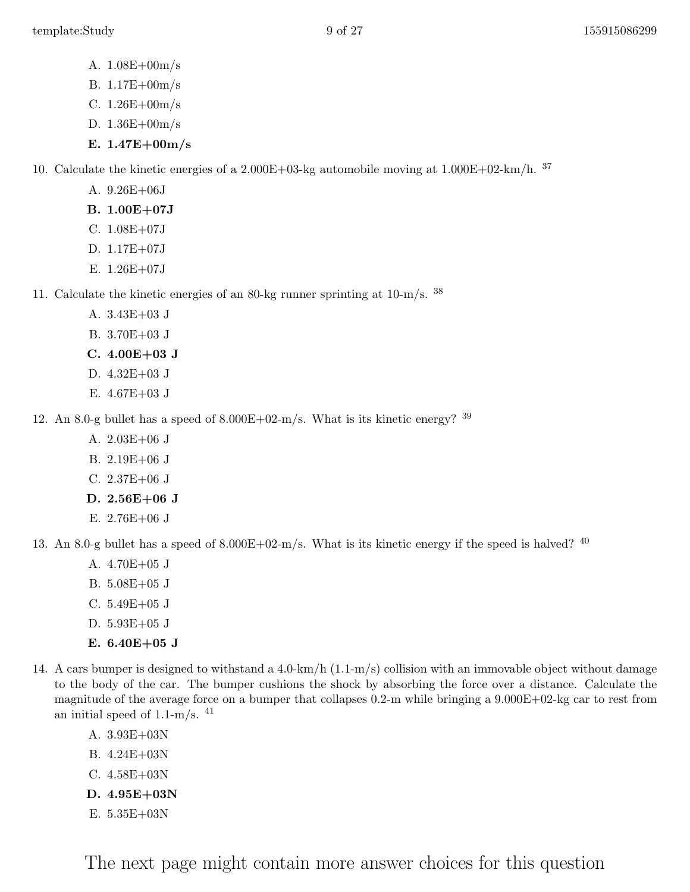A. 1.08E+00m/s
B. 1.17E+00m/s
C. 1.26E+00m/s
D. 1.36E+00m/s
**E. 1.47E+00m/s**

10. Calculate the kinetic energies of a 2.000E+03-kg automobile moving at 1.000E+02-km/h. [37]
    - A. 9.26E+06J
    - **B. 1.00E+07J**
    - C. 1.08E+07J
    - D. 1.17E+07J
    - E. 1.26E+07J

11. Calculate the kinetic energies of an 80-kg runner sprinting at 10-m/s. [38]
    - A. 3.43E+03 J
    - B. 3.70E+03 J
    - **C. 4.00E+03 J**
    - D. 4.32E+03 J
    - E. 4.67E+03 J

12. An 8.0-g bullet has a speed of 8.000E+02-m/s. What is its kinetic energy? [39]
    - A. 2.03E+06 J
    - B. 2.19E+06 J
    - C. 2.37E+06 J
    - **D. 2.56E+06 J**
    - E. 2.76E+06 J

13. An 8.0-g bullet has a speed of 8.000E+02-m/s. What is its kinetic energy if the speed is halved? [40]
    - A. 4.70E+05 J
    - B. 5.08E+05 J
    - C. 5.49E+05 J
    - D. 5.93E+05 J
    - **E. 6.40E+05 J**

14. A cars bumper is designed to withstand a 4.0-km/h (1.1-m/s) collision with an immovable object without damage to the body of the car. The bumper cushions the shock by absorbing the force over a distance. Calculate the magnitude of the average force on a bumper that collapses 0.2-m while bringing a 9.000E+02-kg car to rest from an initial speed of 1.1-m/s. [41]
    - A. 3.93E+03N
    - B. 4.24E+03N
    - C. 4.58E+03N
    - **D. 4.95E+03N**
    - E. 5.35E+03N

The next page might contain more answer choices for this question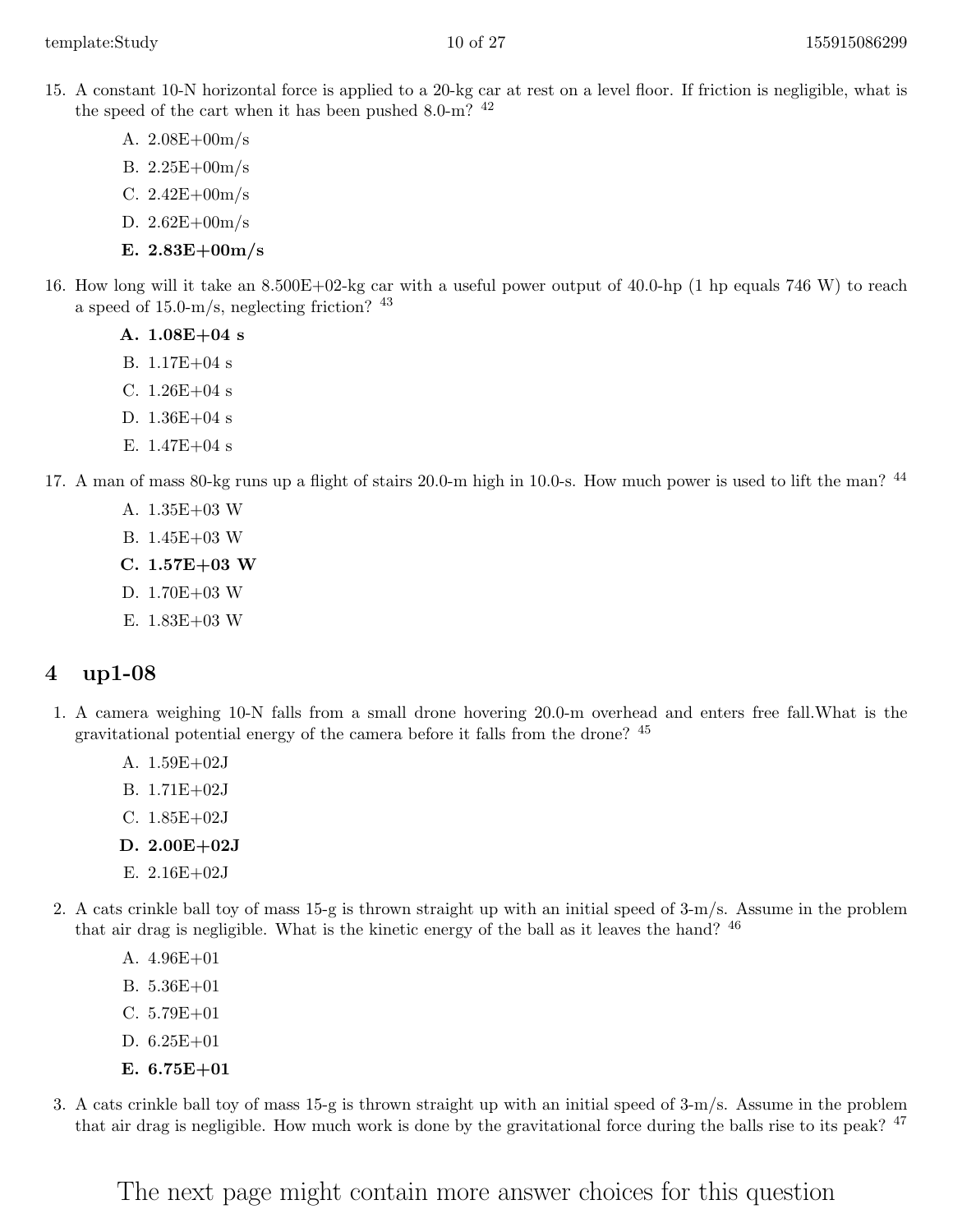15. A constant 10-N horizontal force is applied to a 20-kg car at rest on a level floor. If friction is negligible, what is the speed of the cart when it has been pushed 8.0-m? [42]

    A. 2.08E+00m/s
    B. 2.25E+00m/s
    C. 2.42E+00m/s
    D. 2.62E+00m/s
    **E. 2.83E+00m/s**

16. How long will it take an 8.500E+02-kg car with a useful power output of 40.0-hp (1 hp equals 746 W) to reach a speed of 15.0-m/s, neglecting friction? [43]

    **A. 1.08E+04 s**
    B. 1.17E+04 s
    C. 1.26E+04 s
    D. 1.36E+04 s
    E. 1.47E+04 s

17. A man of mass 80-kg runs up a flight of stairs 20.0-m high in 10.0-s. How much power is used to lift the man? [44]

    A. 1.35E+03 W
    B. 1.45E+03 W
    **C. 1.57E+03 W**
    D. 1.70E+03 W
    E. 1.83E+03 W

## 4 up1-08

1. A camera weighing 10-N falls from a small drone hovering 20.0-m overhead and enters free fall.What is the gravitational potential energy of the camera before it falls from the drone? [45]

    A. 1.59E+02J
    B. 1.71E+02J
    C. 1.85E+02J
    **D. 2.00E+02J**
    E. 2.16E+02J

2. A cats crinkle ball toy of mass 15-g is thrown straight up with an initial speed of 3-m/s. Assume in the problem that air drag is negligible. What is the kinetic energy of the ball as it leaves the hand? [46]

    A. 4.96E+01
    B. 5.36E+01
    C. 5.79E+01
    D. 6.25E+01
    **E. 6.75E+01**

3. A cats crinkle ball toy of mass 15-g is thrown straight up with an initial speed of 3-m/s. Assume in the problem that air drag is negligible. How much work is done by the gravitational force during the balls rise to its peak? [47]

The next page might contain more answer choices for this question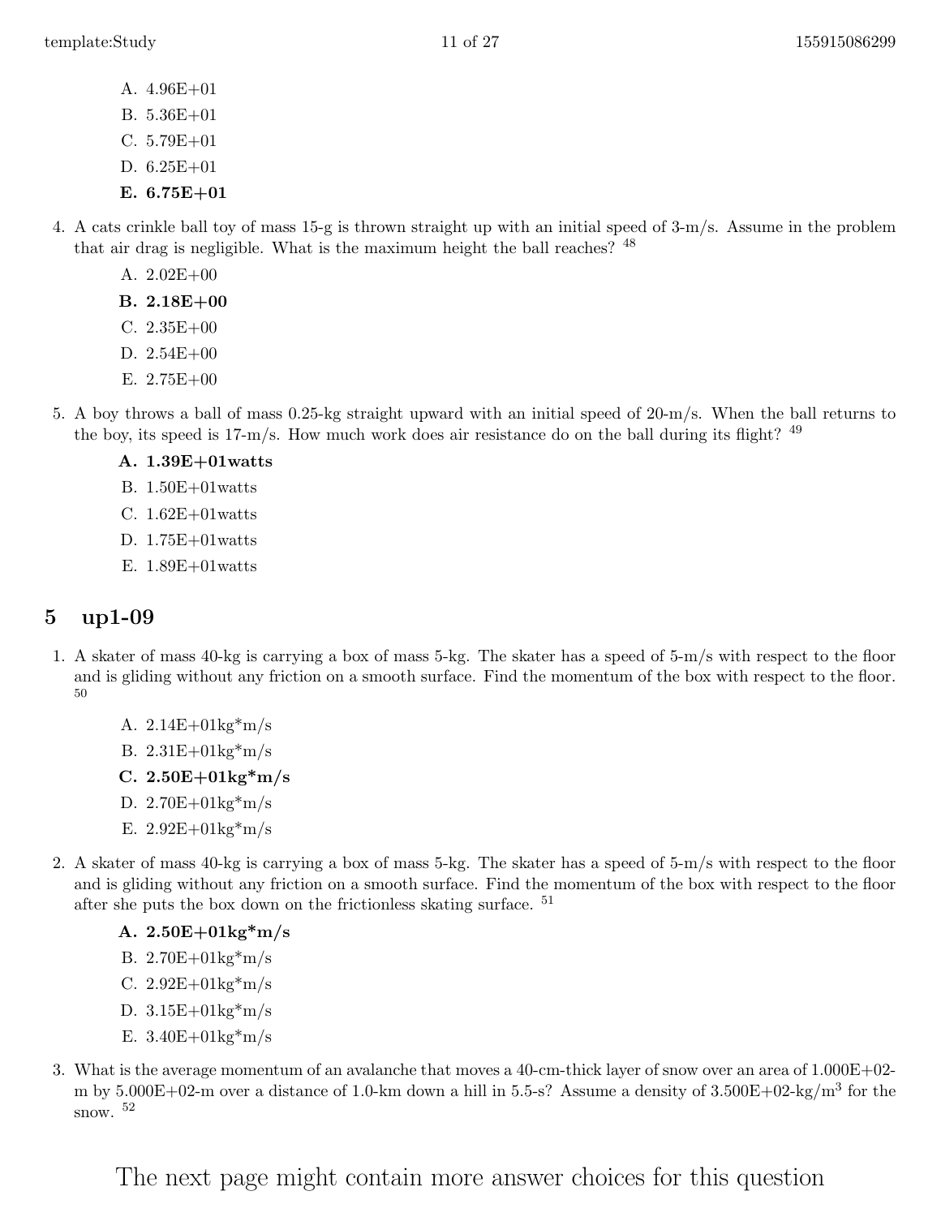A. 4.96E+01
B. 5.36E+01
C. 5.79E+01
D. 6.25E+01
**E. 6.75E+01**

4. A cats crinkle ball toy of mass 15-g is thrown straight up with an initial speed of 3-m/s. Assume in the problem that air drag is negligible. What is the maximum height the ball reaches? [48]

   A. 2.02E+00
   **B. 2.18E+00**
   C. 2.35E+00
   D. 2.54E+00
   E. 2.75E+00

5. A boy throws a ball of mass 0.25-kg straight upward with an initial speed of 20-m/s. When the ball returns to the boy, its speed is 17-m/s. How much work does air resistance do on the ball during its flight? [49]

   **A. 1.39E+01watts**
   B. 1.50E+01watts
   C. 1.62E+01watts
   D. 1.75E+01watts
   E. 1.89E+01watts

## 5 up1-09

1. A skater of mass 40-kg is carrying a box of mass 5-kg. The skater has a speed of 5-m/s with respect to the floor and is gliding without any friction on a smooth surface. Find the momentum of the box with respect to the floor. [50]

   A. 2.14E+01kg*m/s
   B. 2.31E+01kg*m/s
   **C. 2.50E+01kg*m/s**
   D. 2.70E+01kg*m/s
   E. 2.92E+01kg*m/s

2. A skater of mass 40-kg is carrying a box of mass 5-kg. The skater has a speed of 5-m/s with respect to the floor and is gliding without any friction on a smooth surface. Find the momentum of the box with respect to the floor after she puts the box down on the frictionless skating surface. [51]

   **A. 2.50E+01kg*m/s**
   B. 2.70E+01kg*m/s
   C. 2.92E+01kg*m/s
   D. 3.15E+01kg*m/s
   E. 3.40E+01kg*m/s

3. What is the average momentum of an avalanche that moves a 40-cm-thick layer of snow over an area of 1.000E+02-m by 5.000E+02-m over a distance of 1.0-km down a hill in 5.5-s? Assume a density of 3.500E+02-kg/m$^3$ for the snow. [52]

The next page might contain more answer choices for this question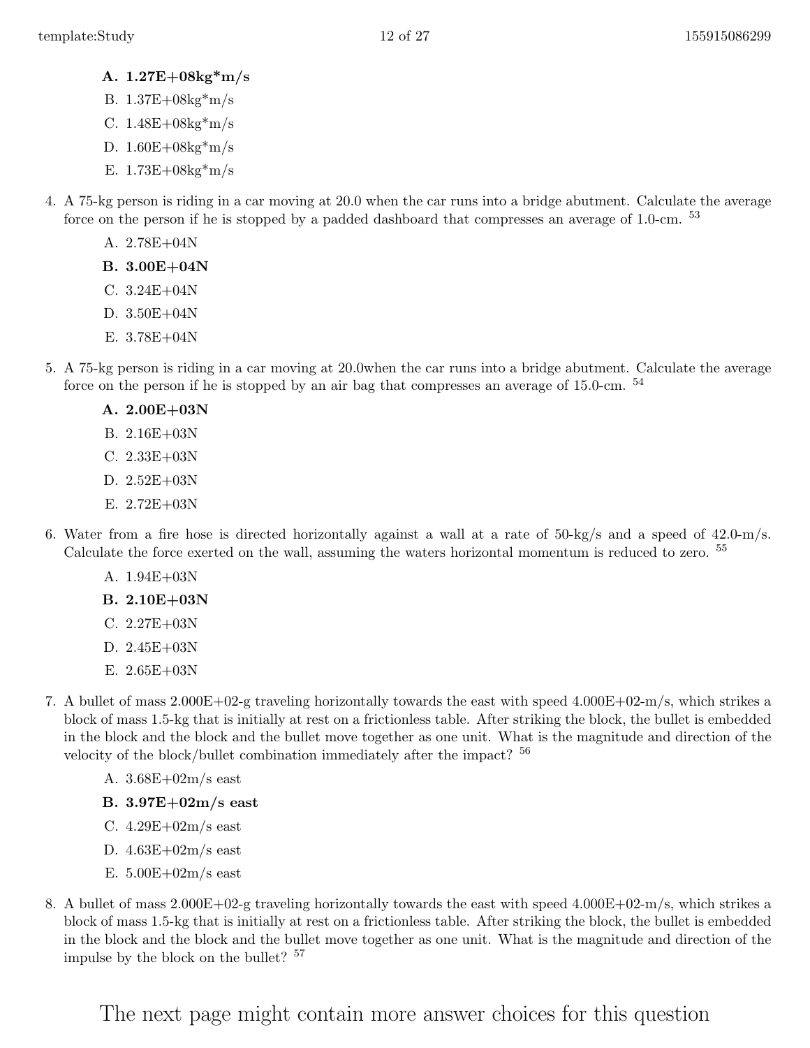**A. 1.27E+08kg*m/s**

B. 1.37E+08kg*m/s

C. 1.48E+08kg*m/s

D. 1.60E+08kg*m/s

E. 1.73E+08kg*m/s

4. A 75-kg person is riding in a car moving at 20.0 when the car runs into a bridge abutment. Calculate the average force on the person if he is stopped by a padded dashboard that compresses an average of 1.0-cm. [53]

 A. 2.78E+04N

 **B. 3.00E+04N**

 C. 3.24E+04N

 D. 3.50E+04N

 E. 3.78E+04N

5. A 75-kg person is riding in a car moving at 20.0when the car runs into a bridge abutment. Calculate the average force on the person if he is stopped by an air bag that compresses an average of 15.0-cm. [54]

 **A. 2.00E+03N**

 B. 2.16E+03N

 C. 2.33E+03N

 D. 2.52E+03N

 E. 2.72E+03N

6. Water from a fire hose is directed horizontally against a wall at a rate of 50-kg/s and a speed of 42.0-m/s. Calculate the force exerted on the wall, assuming the waters horizontal momentum is reduced to zero. [55]

 A. 1.94E+03N

 **B. 2.10E+03N**

 C. 2.27E+03N

 D. 2.45E+03N

 E. 2.65E+03N

7. A bullet of mass 2.000E+02-g traveling horizontally towards the east with speed 4.000E+02-m/s, which strikes a block of mass 1.5-kg that is initially at rest on a frictionless table. After striking the block, the bullet is embedded in the block and the block and the bullet move together as one unit. What is the magnitude and direction of the velocity of the block/bullet combination immediately after the impact? [56]

 A. 3.68E+02m/s east

 **B. 3.97E+02m/s east**

 C. 4.29E+02m/s east

 D. 4.63E+02m/s east

 E. 5.00E+02m/s east

8. A bullet of mass 2.000E+02-g traveling horizontally towards the east with speed 4.000E+02-m/s, which strikes a block of mass 1.5-kg that is initially at rest on a frictionless table. After striking the block, the bullet is embedded in the block and the block and the bullet move together as one unit. What is the magnitude and direction of the impulse by the block on the bullet? [57]

The next page might contain more answer choices for this question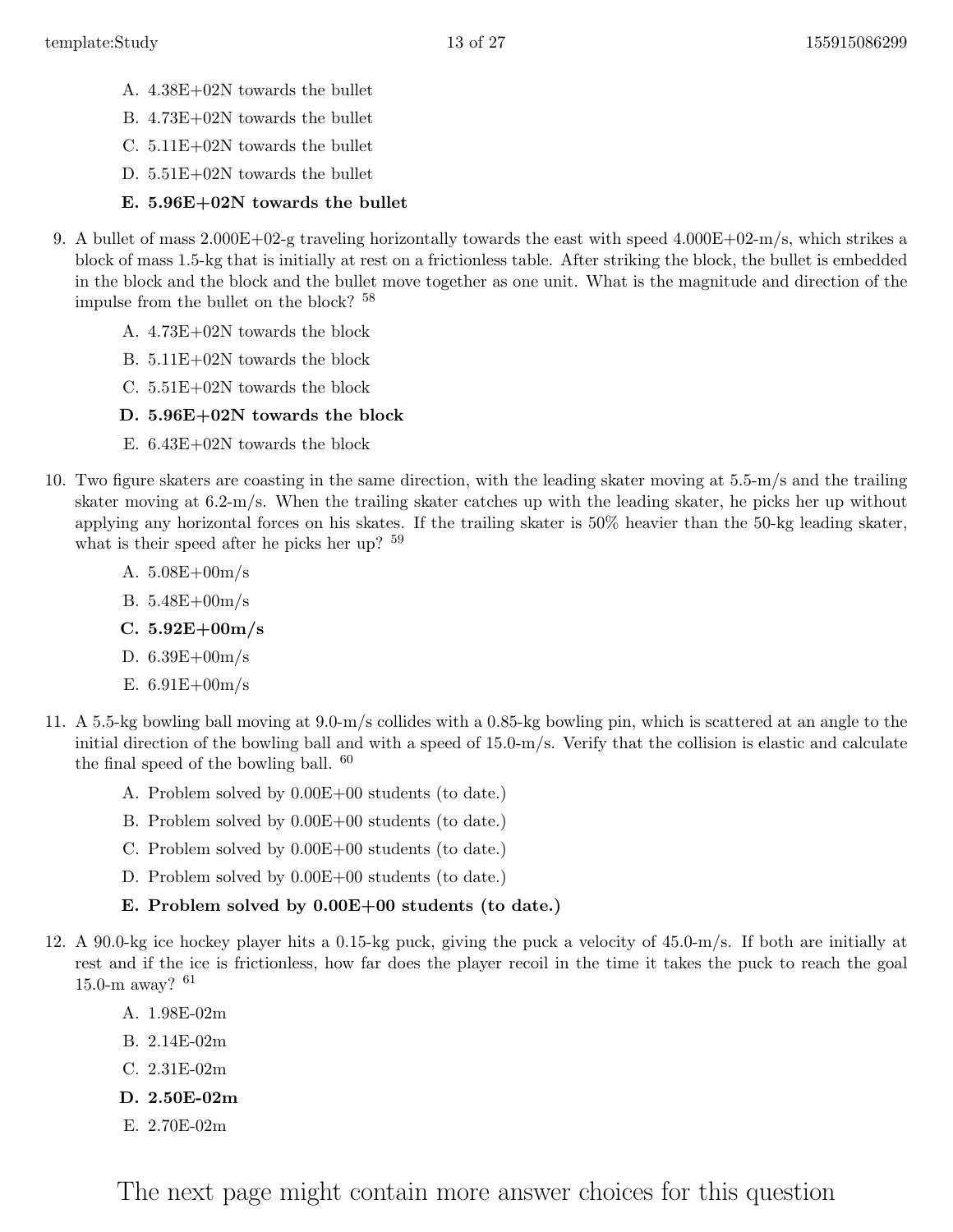A. 4.38E+02N towards the bullet

B. 4.73E+02N towards the bullet

C. 5.11E+02N towards the bullet

D. 5.51E+02N towards the bullet

**E. 5.96E+02N towards the bullet**

9. A bullet of mass 2.000E+02-g traveling horizontally towards the east with speed 4.000E+02-m/s, which strikes a block of mass 1.5-kg that is initially at rest on a frictionless table. After striking the block, the bullet is embedded in the block and the block and the bullet move together as one unit. What is the magnitude and direction of the impulse from the bullet on the block? [58]

   A. 4.73E+02N towards the block

   B. 5.11E+02N towards the block

   C. 5.51E+02N towards the block

   **D. 5.96E+02N towards the block**

   E. 6.43E+02N towards the block

10. Two figure skaters are coasting in the same direction, with the leading skater moving at 5.5-m/s and the trailing skater moving at 6.2-m/s. When the trailing skater catches up with the leading skater, he picks her up without applying any horizontal forces on his skates. If the trailing skater is 50% heavier than the 50-kg leading skater, what is their speed after he picks her up? [59]

    A. 5.08E+00m/s

    B. 5.48E+00m/s

    **C. 5.92E+00m/s**

    D. 6.39E+00m/s

    E. 6.91E+00m/s

11. A 5.5-kg bowling ball moving at 9.0-m/s collides with a 0.85-kg bowling pin, which is scattered at an angle to the initial direction of the bowling ball and with a speed of 15.0-m/s. Verify that the collision is elastic and calculate the final speed of the bowling ball. [60]

    A. Problem solved by 0.00E+00 students (to date.)

    B. Problem solved by 0.00E+00 students (to date.)

    C. Problem solved by 0.00E+00 students (to date.)

    D. Problem solved by 0.00E+00 students (to date.)

    **E. Problem solved by 0.00E+00 students (to date.)**

12. A 90.0-kg ice hockey player hits a 0.15-kg puck, giving the puck a velocity of 45.0-m/s. If both are initially at rest and if the ice is frictionless, how far does the player recoil in the time it takes the puck to reach the goal 15.0-m away? [61]

    A. 1.98E-02m

    B. 2.14E-02m

    C. 2.31E-02m

    **D. 2.50E-02m**

    E. 2.70E-02m

The next page might contain more answer choices for this question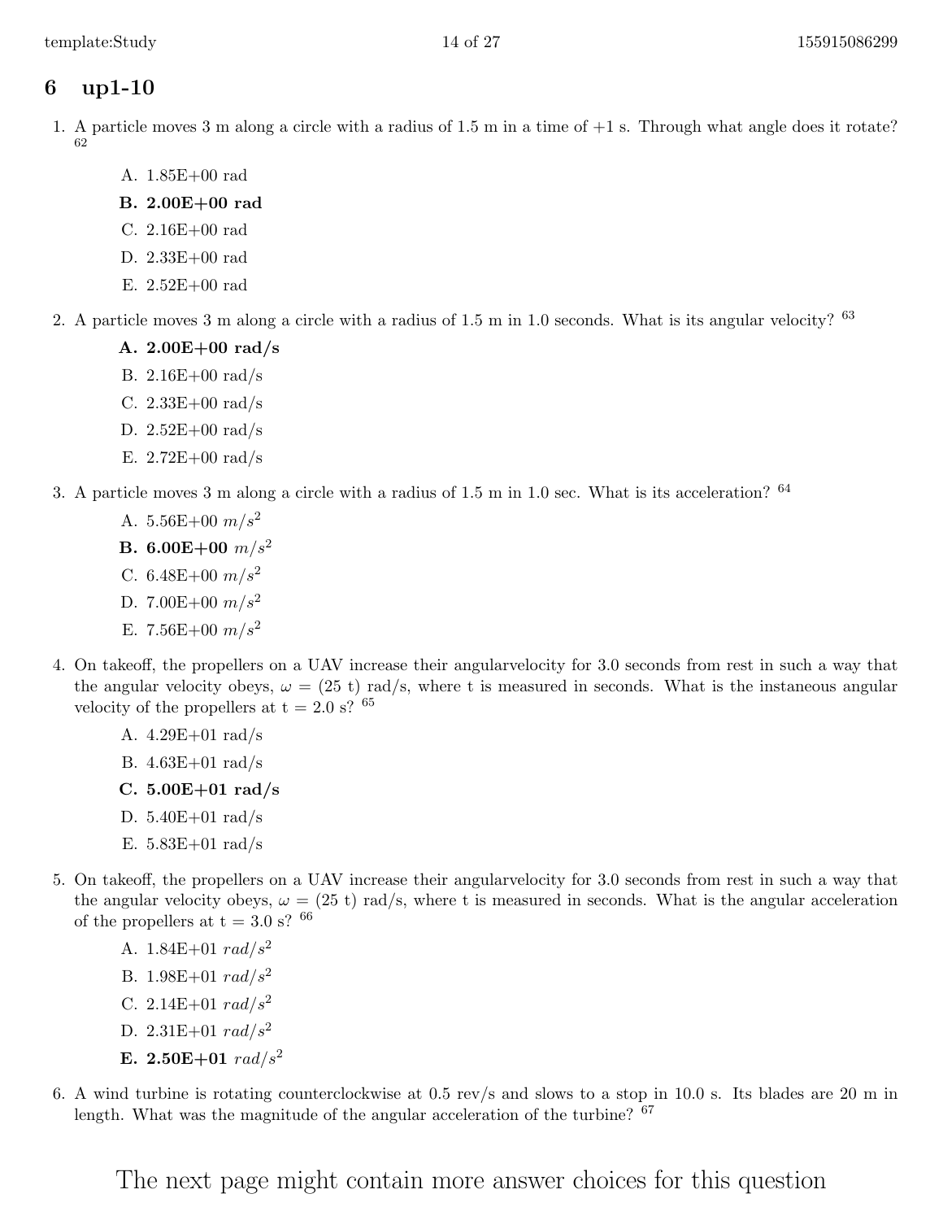## 6 up1-10

1. A particle moves 3 m along a circle with a radius of 1.5 m in a time of +1 s. Through what angle does it rotate? [62]

   A. 1.85E+00 rad
   **B. 2.00E+00 rad**
   C. 2.16E+00 rad
   D. 2.33E+00 rad
   E. 2.52E+00 rad

2. A particle moves 3 m along a circle with a radius of 1.5 m in 1.0 seconds. What is its angular velocity? [63]

   **A. 2.00E+00 rad/s**
   B. 2.16E+00 rad/s
   C. 2.33E+00 rad/s
   D. 2.52E+00 rad/s
   E. 2.72E+00 rad/s

3. A particle moves 3 m along a circle with a radius of 1.5 m in 1.0 sec. What is its acceleration? [64]

   A. 5.56E+00 $m/s^2$
   **B. 6.00E+00** $m/s^2$
   C. 6.48E+00 $m/s^2$
   D. 7.00E+00 $m/s^2$
   E. 7.56E+00 $m/s^2$

4. On takeoff, the propellers on a UAV increase their angularvelocity for 3.0 seconds from rest in such a way that the angular velocity obeys, $\omega$ = (25 t) rad/s, where t is measured in seconds. What is the instaneous angular velocity of the propellers at t = 2.0 s? [65]

   A. 4.29E+01 rad/s
   B. 4.63E+01 rad/s
   **C. 5.00E+01 rad/s**
   D. 5.40E+01 rad/s
   E. 5.83E+01 rad/s

5. On takeoff, the propellers on a UAV increase their angularvelocity for 3.0 seconds from rest in such a way that the angular velocity obeys, $\omega$ = (25 t) rad/s, where t is measured in seconds. What is the angular acceleration of the propellers at t = 3.0 s? [66]

   A. 1.84E+01 $rad/s^2$
   B. 1.98E+01 $rad/s^2$
   C. 2.14E+01 $rad/s^2$
   D. 2.31E+01 $rad/s^2$
   **E. 2.50E+01** $rad/s^2$

6. A wind turbine is rotating counterclockwise at 0.5 rev/s and slows to a stop in 10.0 s. Its blades are 20 m in length. What was the magnitude of the angular acceleration of the turbine? [67]

The next page might contain more answer choices for this question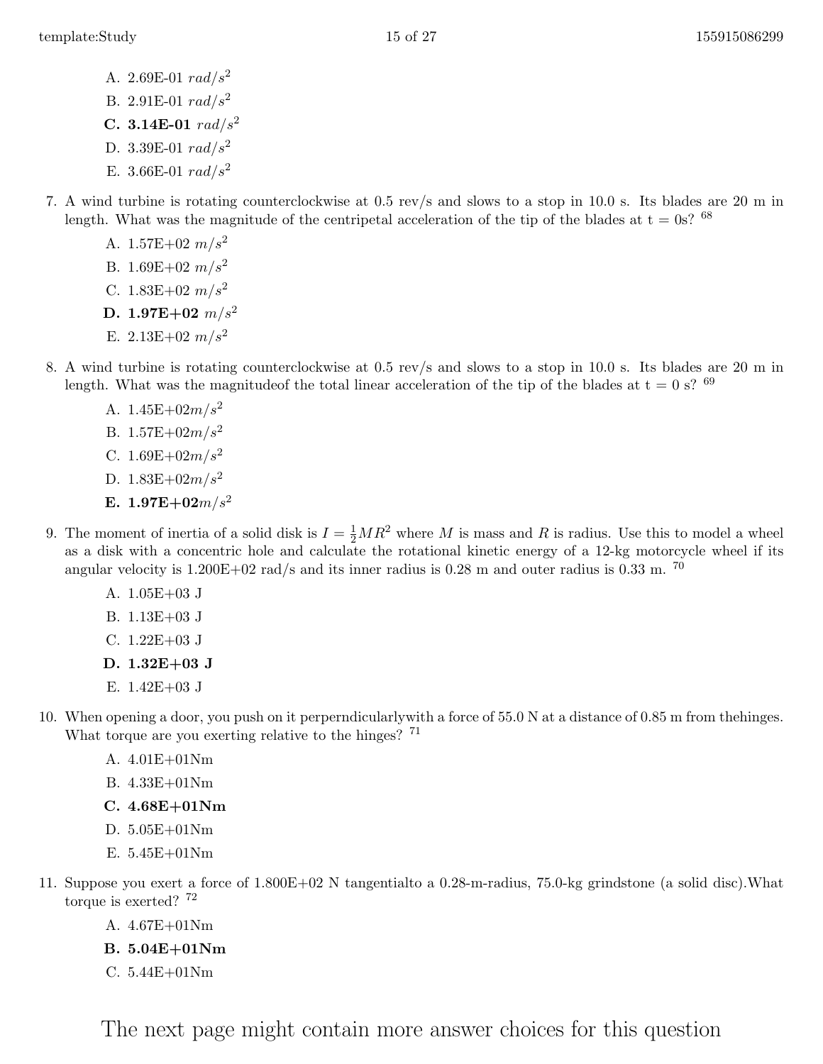A. 2.69E-01 $rad/s^2$

B. 2.91E-01 $rad/s^2$

**C. 3.14E-01** $rad/s^2$

D. 3.39E-01 $rad/s^2$

E. 3.66E-01 $rad/s^2$

7. A wind turbine is rotating counterclockwise at 0.5 rev/s and slows to a stop in 10.0 s. Its blades are 20 m in length. What was the magnitude of the centripetal acceleration of the tip of the blades at t = 0s? [68]

    A. 1.57E+02 $m/s^2$

    B. 1.69E+02 $m/s^2$

    C. 1.83E+02 $m/s^2$

    **D. 1.97E+02** $m/s^2$

    E. 2.13E+02 $m/s^2$

8. A wind turbine is rotating counterclockwise at 0.5 rev/s and slows to a stop in 10.0 s. Its blades are 20 m in length. What was the magnitudeof the total linear acceleration of the tip of the blades at t = 0 s? [69]

    A. 1.45E+02$m/s^2$

    B. 1.57E+02$m/s^2$

    C. 1.69E+02$m/s^2$

    D. 1.83E+02$m/s^2$

    **E. 1.97E+02**$m/s^2$

9. The moment of inertia of a solid disk is $I = \frac{1}{2}MR^2$ where $M$ is mass and $R$ is radius. Use this to model a wheel as a disk with a concentric hole and calculate the rotational kinetic energy of a 12-kg motorcycle wheel if its angular velocity is 1.200E+02 rad/s and its inner radius is 0.28 m and outer radius is 0.33 m. [70]

    A. 1.05E+03 J

    B. 1.13E+03 J

    C. 1.22E+03 J

    **D. 1.32E+03 J**

    E. 1.42E+03 J

10. When opening a door, you push on it perperndicularlywith a force of 55.0 N at a distance of 0.85 m from thehinges. What torque are you exerting relative to the hinges? [71]

    A. 4.01E+01Nm

    B. 4.33E+01Nm

    **C. 4.68E+01Nm**

    D. 5.05E+01Nm

    E. 5.45E+01Nm

11. Suppose you exert a force of 1.800E+02 N tangentialto a 0.28-m-radius, 75.0-kg grindstone (a solid disc).What torque is exerted? [72]

    A. 4.67E+01Nm

    **B. 5.04E+01Nm**

    C. 5.44E+01Nm

The next page might contain more answer choices for this question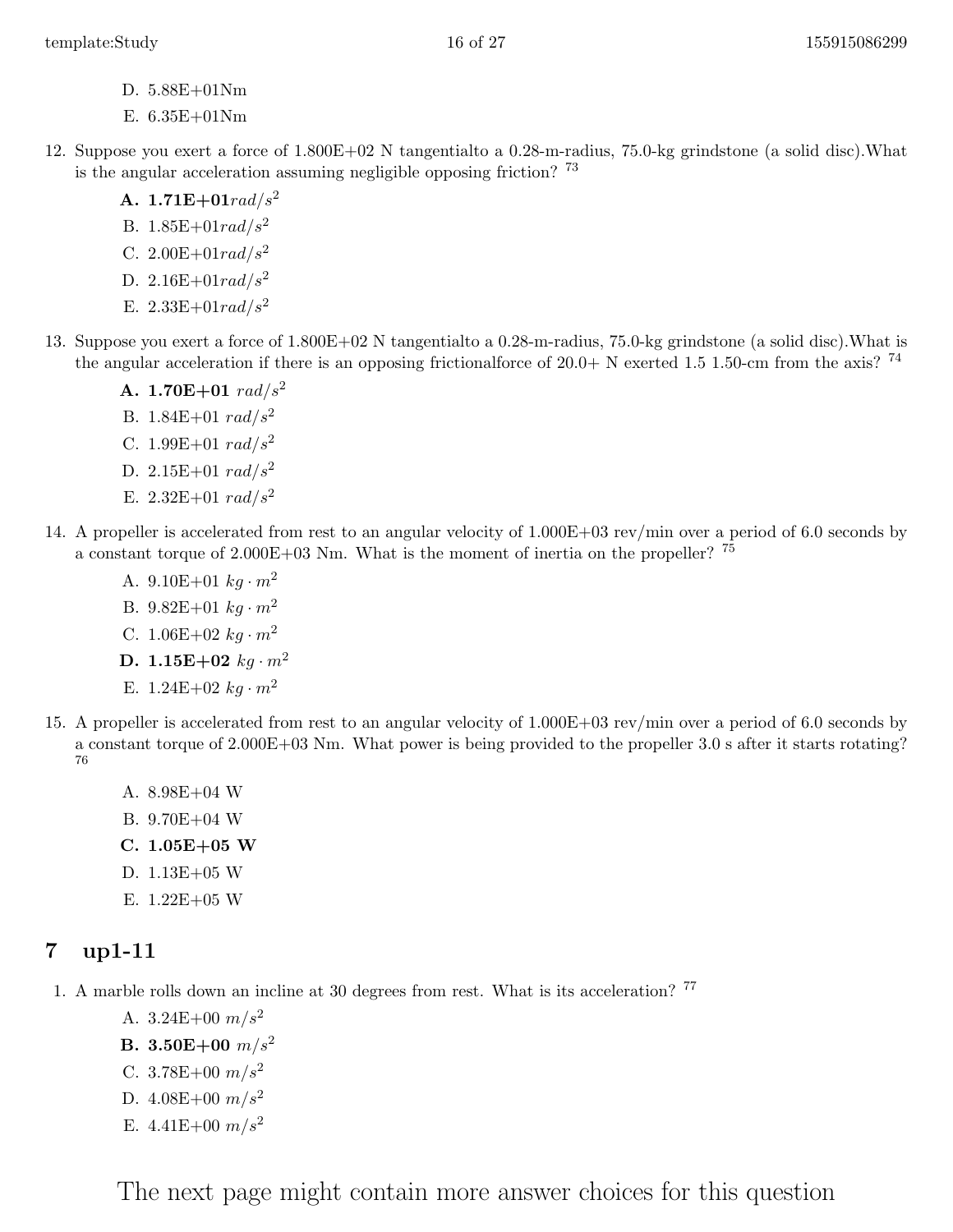D. 5.88E+01Nm
E. 6.35E+01Nm

12. Suppose you exert a force of 1.800E+02 N tangentialto a 0.28-m-radius, 75.0-kg grindstone (a solid disc).What is the angular acceleration assuming negligible opposing friction? [73]

  **A. 1.71E+01**$rad/s^2$
  B. 1.85E+01$rad/s^2$
  C. 2.00E+01$rad/s^2$
  D. 2.16E+01$rad/s^2$
  E. 2.33E+01$rad/s^2$

13. Suppose you exert a force of 1.800E+02 N tangentialto a 0.28-m-radius, 75.0-kg grindstone (a solid disc).What is the angular acceleration if there is an opposing frictionalforce of 20.0+ N exerted 1.5 1.50-cm from the axis? [74]

  **A. 1.70E+01** $rad/s^2$
  B. 1.84E+01 $rad/s^2$
  C. 1.99E+01 $rad/s^2$
  D. 2.15E+01 $rad/s^2$
  E. 2.32E+01 $rad/s^2$

14. A propeller is accelerated from rest to an angular velocity of 1.000E+03 rev/min over a period of 6.0 seconds by a constant torque of 2.000E+03 Nm. What is the moment of inertia on the propeller? [75]

  A. 9.10E+01 $kg \cdot m^2$
  B. 9.82E+01 $kg \cdot m^2$
  C. 1.06E+02 $kg \cdot m^2$
  **D. 1.15E+02** $kg \cdot m^2$
  E. 1.24E+02 $kg \cdot m^2$

15. A propeller is accelerated from rest to an angular velocity of 1.000E+03 rev/min over a period of 6.0 seconds by a constant torque of 2.000E+03 Nm. What power is being provided to the propeller 3.0 s after it starts rotating? [76]

  A. 8.98E+04 W
  B. 9.70E+04 W
  **C. 1.05E+05 W**
  D. 1.13E+05 W
  E. 1.22E+05 W

## 7 up1-11

1. A marble rolls down an incline at 30 degrees from rest. What is its acceleration? [77]

  A. 3.24E+00 $m/s^2$
  **B. 3.50E+00** $m/s^2$
  C. 3.78E+00 $m/s^2$
  D. 4.08E+00 $m/s^2$
  E. 4.41E+00 $m/s^2$

The next page might contain more answer choices for this question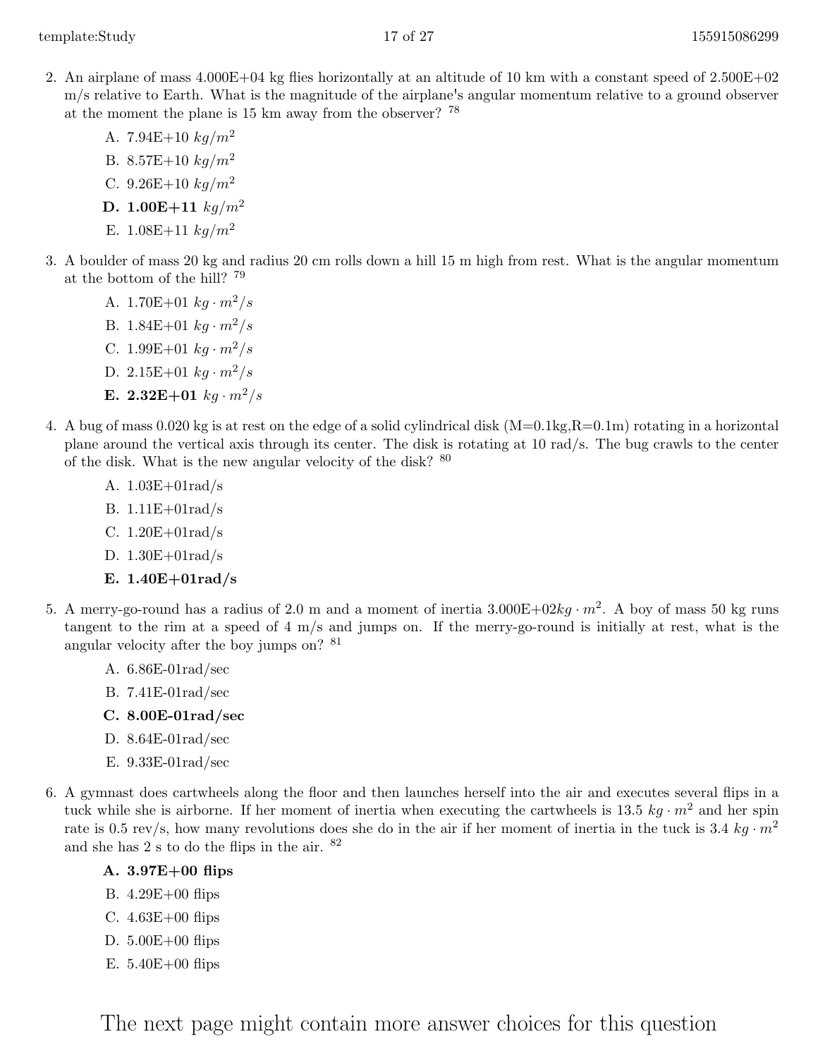2. An airplane of mass 4.000E+04 kg flies horizontally at an altitude of 10 km with a constant speed of 2.500E+02 m/s relative to Earth. What is the magnitude of the airplane's angular momentum relative to a ground observer at the moment the plane is 15 km away from the observer? [78]

   A. 7.94E+10 $kg/m^2$
   B. 8.57E+10 $kg/m^2$
   C. 9.26E+10 $kg/m^2$
   **D. 1.00E+11** $kg/m^2$
   E. 1.08E+11 $kg/m^2$

3. A boulder of mass 20 kg and radius 20 cm rolls down a hill 15 m high from rest. What is the angular momentum at the bottom of the hill? [79]

   A. 1.70E+01 $kg \cdot m^2/s$
   B. 1.84E+01 $kg \cdot m^2/s$
   C. 1.99E+01 $kg \cdot m^2/s$
   D. 2.15E+01 $kg \cdot m^2/s$
   **E. 2.32E+01** $kg \cdot m^2/s$

4. A bug of mass 0.020 kg is at rest on the edge of a solid cylindrical disk (M=0.1kg,R=0.1m) rotating in a horizontal plane around the vertical axis through its center. The disk is rotating at 10 rad/s. The bug crawls to the center of the disk. What is the new angular velocity of the disk? [80]

   A. 1.03E+01rad/s
   B. 1.11E+01rad/s
   C. 1.20E+01rad/s
   D. 1.30E+01rad/s
   **E. 1.40E+01rad/s**

5. A merry-go-round has a radius of 2.0 m and a moment of inertia 3.000E+02$kg \cdot m^2$. A boy of mass 50 kg runs tangent to the rim at a speed of 4 m/s and jumps on. If the merry-go-round is initially at rest, what is the angular velocity after the boy jumps on? [81]

   A. 6.86E-01rad/sec
   B. 7.41E-01rad/sec
   **C. 8.00E-01rad/sec**
   D. 8.64E-01rad/sec
   E. 9.33E-01rad/sec

6. A gymnast does cartwheels along the floor and then launches herself into the air and executes several flips in a tuck while she is airborne. If her moment of inertia when executing the cartwheels is 13.5 $kg \cdot m^2$ and her spin rate is 0.5 rev/s, how many revolutions does she do in the air if her moment of inertia in the tuck is 3.4 $kg \cdot m^2$ and she has 2 s to do the flips in the air. [82]

   **A. 3.97E+00 flips**
   B. 4.29E+00 flips
   C. 4.63E+00 flips
   D. 5.00E+00 flips
   E. 5.40E+00 flips

The next page might contain more answer choices for this question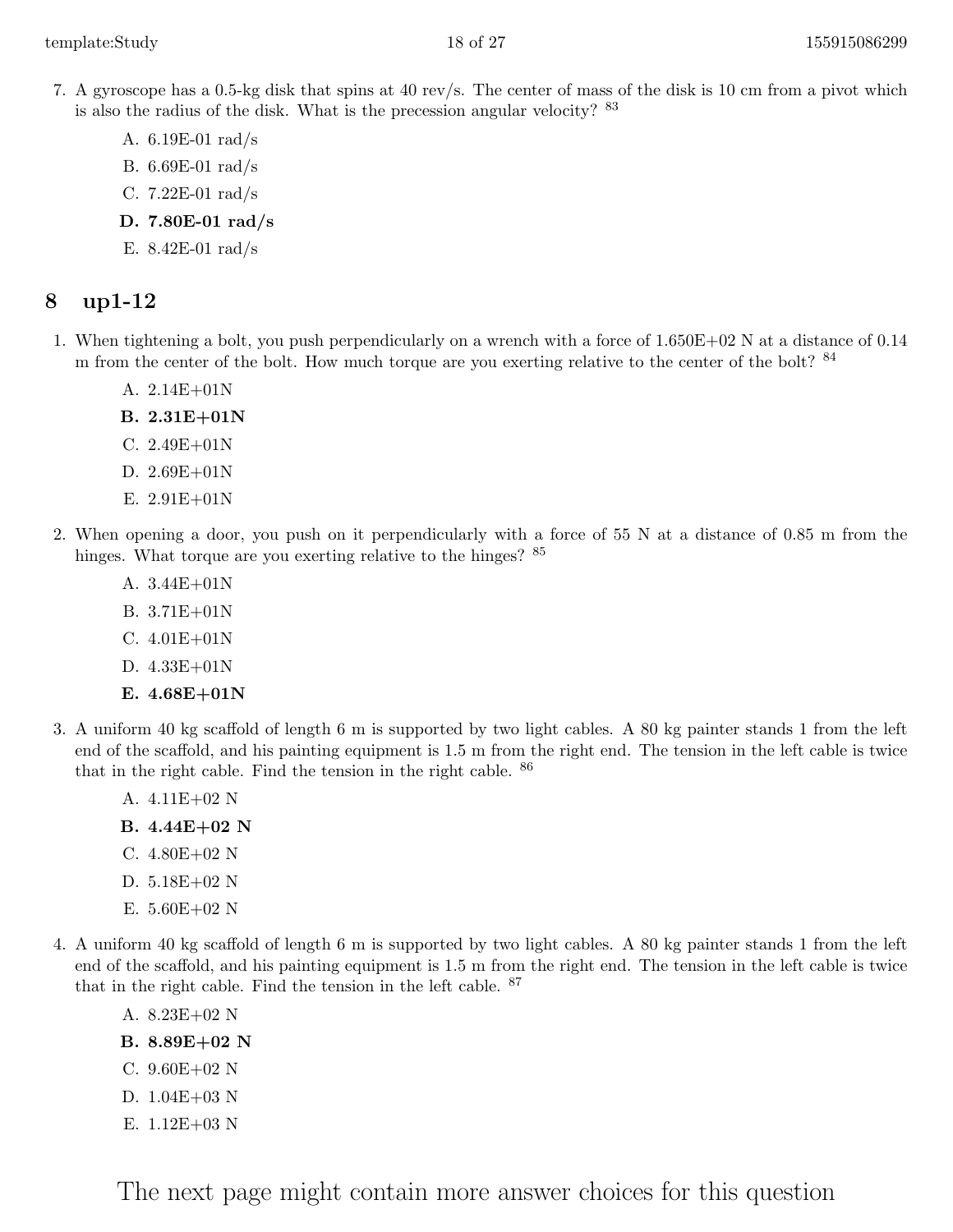7. A gyroscope has a 0.5-kg disk that spins at 40 rev/s. The center of mass of the disk is 10 cm from a pivot which is also the radius of the disk. What is the precession angular velocity? [83]

    A. 6.19E-01 rad/s
    B. 6.69E-01 rad/s
    C. 7.22E-01 rad/s
    **D. 7.80E-01 rad/s**
    E. 8.42E-01 rad/s

## 8 up1-12

1. When tightening a bolt, you push perpendicularly on a wrench with a force of 1.650E+02 N at a distance of 0.14 m from the center of the bolt. How much torque are you exerting relative to the center of the bolt? [84]

    A. 2.14E+01N
    **B. 2.31E+01N**
    C. 2.49E+01N
    D. 2.69E+01N
    E. 2.91E+01N

2. When opening a door, you push on it perpendicularly with a force of 55 N at a distance of 0.85 m from the hinges. What torque are you exerting relative to the hinges? [85]

    A. 3.44E+01N
    B. 3.71E+01N
    C. 4.01E+01N
    D. 4.33E+01N
    **E. 4.68E+01N**

3. A uniform 40 kg scaffold of length 6 m is supported by two light cables. A 80 kg painter stands 1 from the left end of the scaffold, and his painting equipment is 1.5 m from the right end. The tension in the left cable is twice that in the right cable. Find the tension in the right cable. [86]

    A. 4.11E+02 N
    **B. 4.44E+02 N**
    C. 4.80E+02 N
    D. 5.18E+02 N
    E. 5.60E+02 N

4. A uniform 40 kg scaffold of length 6 m is supported by two light cables. A 80 kg painter stands 1 from the left end of the scaffold, and his painting equipment is 1.5 m from the right end. The tension in the left cable is twice that in the right cable. Find the tension in the left cable. [87]

    A. 8.23E+02 N
    **B. 8.89E+02 N**
    C. 9.60E+02 N
    D. 1.04E+03 N
    E. 1.12E+03 N

The next page might contain more answer choices for this question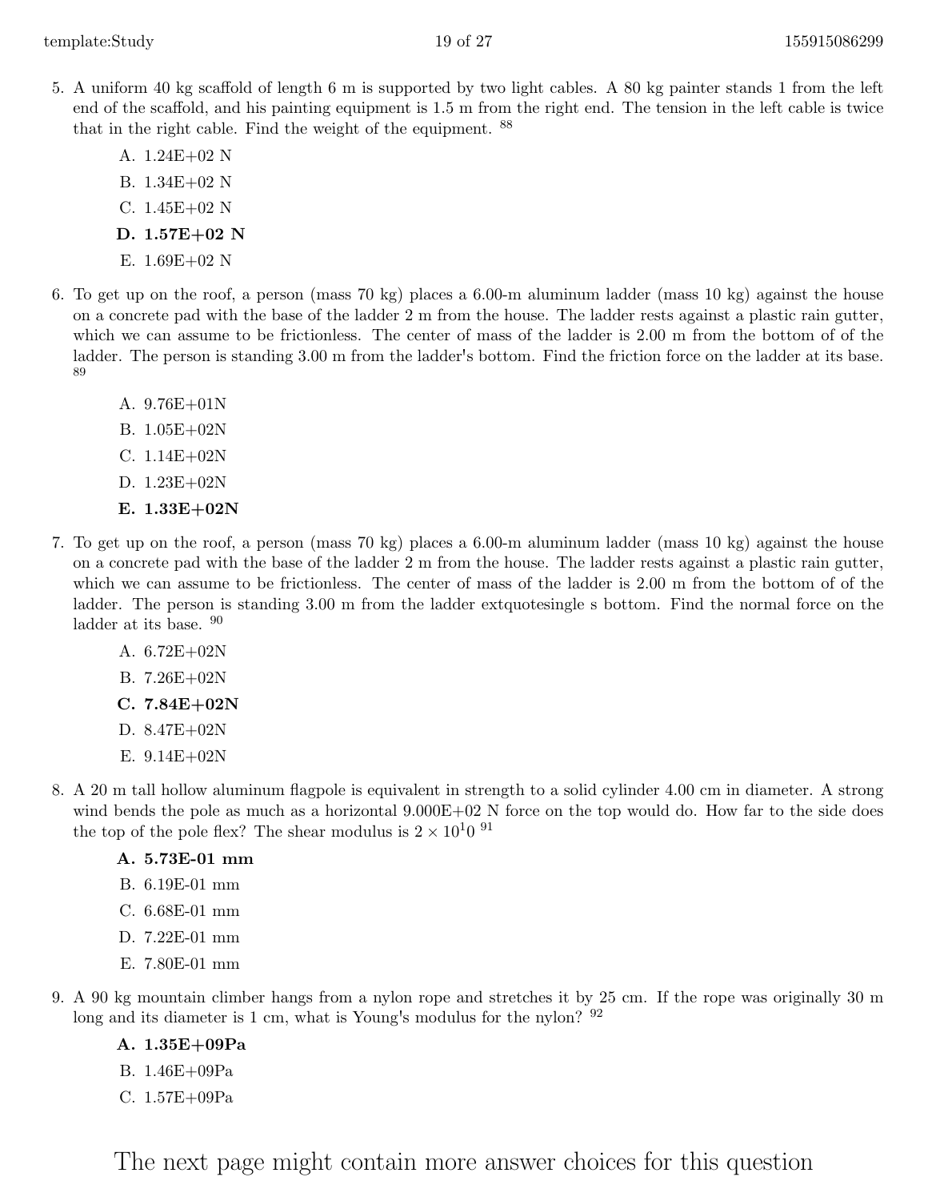5. A uniform 40 kg scaffold of length 6 m is supported by two light cables. A 80 kg painter stands 1 from the left end of the scaffold, and his painting equipment is 1.5 m from the right end. The tension in the left cable is twice that in the right cable. Find the weight of the equipment. [88]

   A. 1.24E+02 N
   B. 1.34E+02 N
   C. 1.45E+02 N
   **D. 1.57E+02 N**
   E. 1.69E+02 N

6. To get up on the roof, a person (mass 70 kg) places a 6.00-m aluminum ladder (mass 10 kg) against the house on a concrete pad with the base of the ladder 2 m from the house. The ladder rests against a plastic rain gutter, which we can assume to be frictionless. The center of mass of the ladder is 2.00 m from the bottom of of the ladder. The person is standing 3.00 m from the ladder's bottom. Find the friction force on the ladder at its base. [89]

   A. 9.76E+01N
   B. 1.05E+02N
   C. 1.14E+02N
   D. 1.23E+02N
   **E. 1.33E+02N**

7. To get up on the roof, a person (mass 70 kg) places a 6.00-m aluminum ladder (mass 10 kg) against the house on a concrete pad with the base of the ladder 2 m from the house. The ladder rests against a plastic rain gutter, which we can assume to be frictionless. The center of mass of the ladder is 2.00 m from the bottom of of the ladder. The person is standing 3.00 m from the ladder extquotesingle s bottom. Find the normal force on the ladder at its base. [90]

   A. 6.72E+02N
   B. 7.26E+02N
   **C. 7.84E+02N**
   D. 8.47E+02N
   E. 9.14E+02N

8. A 20 m tall hollow aluminum flagpole is equivalent in strength to a solid cylinder 4.00 cm in diameter. A strong wind bends the pole as much as a horizontal 9.000E+02 N force on the top would do. How far to the side does the top of the pole flex? The shear modulus is $2 \times 10^10$ [91]

   **A. 5.73E-01 mm**
   B. 6.19E-01 mm
   C. 6.68E-01 mm
   D. 7.22E-01 mm
   E. 7.80E-01 mm

9. A 90 kg mountain climber hangs from a nylon rope and stretches it by 25 cm. If the rope was originally 30 m long and its diameter is 1 cm, what is Young's modulus for the nylon? [92]

   **A. 1.35E+09Pa**
   B. 1.46E+09Pa
   C. 1.57E+09Pa

The next page might contain more answer choices for this question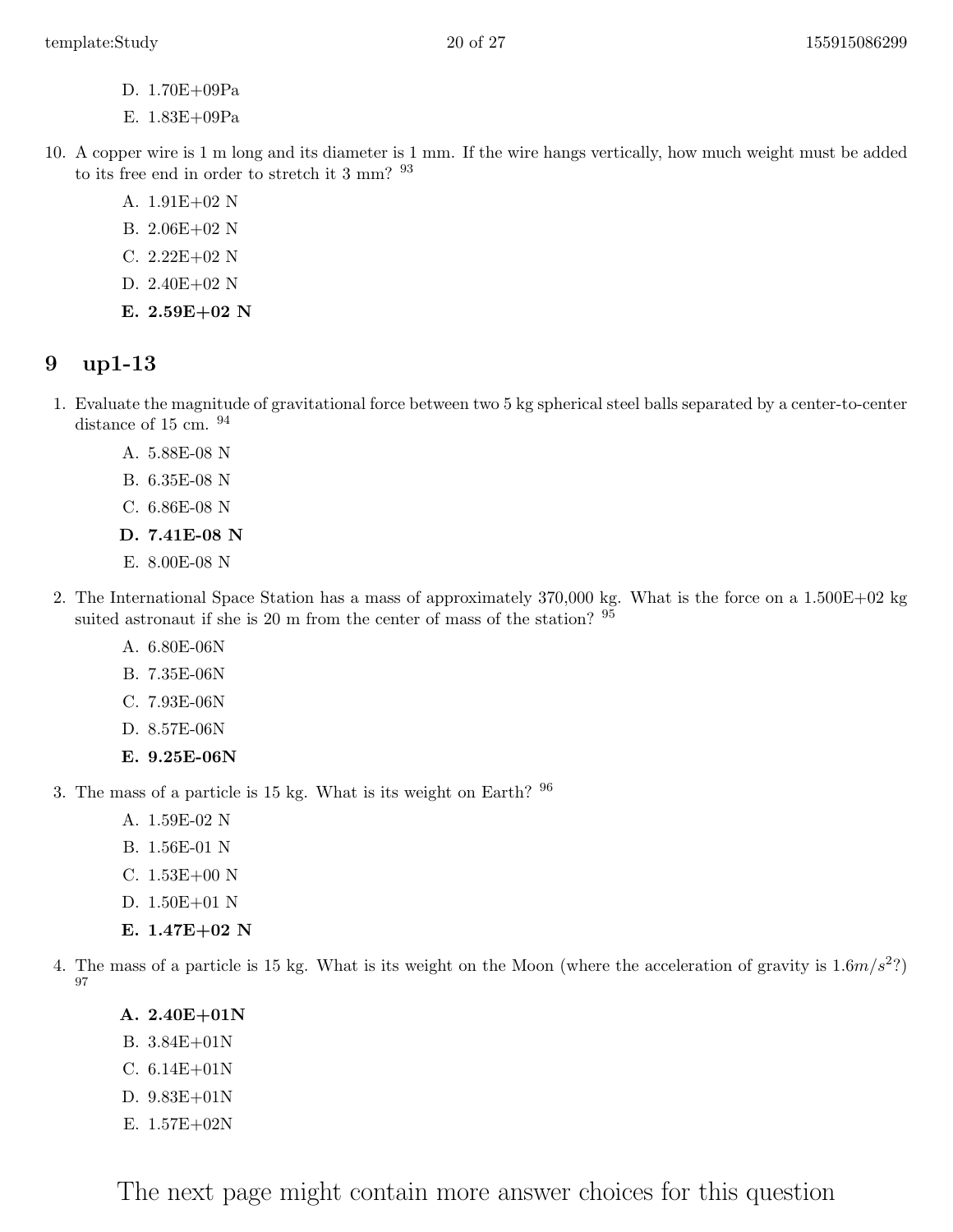D. 1.70E+09Pa

E. 1.83E+09Pa

10. A copper wire is 1 m long and its diameter is 1 mm. If the wire hangs vertically, how much weight must be added to its free end in order to stretch it 3 mm? [93]

    A. 1.91E+02 N

    B. 2.06E+02 N

    C. 2.22E+02 N

    D. 2.40E+02 N

    **E. 2.59E+02 N**

## 9 up1-13

1. Evaluate the magnitude of gravitational force between two 5 kg spherical steel balls separated by a center-to-center distance of 15 cm. [94]

    A. 5.88E-08 N

    B. 6.35E-08 N

    C. 6.86E-08 N

    **D. 7.41E-08 N**

    E. 8.00E-08 N

2. The International Space Station has a mass of approximately 370,000 kg. What is the force on a 1.500E+02 kg suited astronaut if she is 20 m from the center of mass of the station? [95]

    A. 6.80E-06N

    B. 7.35E-06N

    C. 7.93E-06N

    D. 8.57E-06N

    **E. 9.25E-06N**

3. The mass of a particle is 15 kg. What is its weight on Earth? [96]

    A. 1.59E-02 N

    B. 1.56E-01 N

    C. 1.53E+00 N

    D. 1.50E+01 N

    **E. 1.47E+02 N**

4. The mass of a particle is 15 kg. What is its weight on the Moon (where the acceleration of gravity is $1.6 m/s^2$?) [97]

    **A. 2.40E+01N**

    B. 3.84E+01N

    C. 6.14E+01N

    D. 9.83E+01N

    E. 1.57E+02N

The next page might contain more answer choices for this question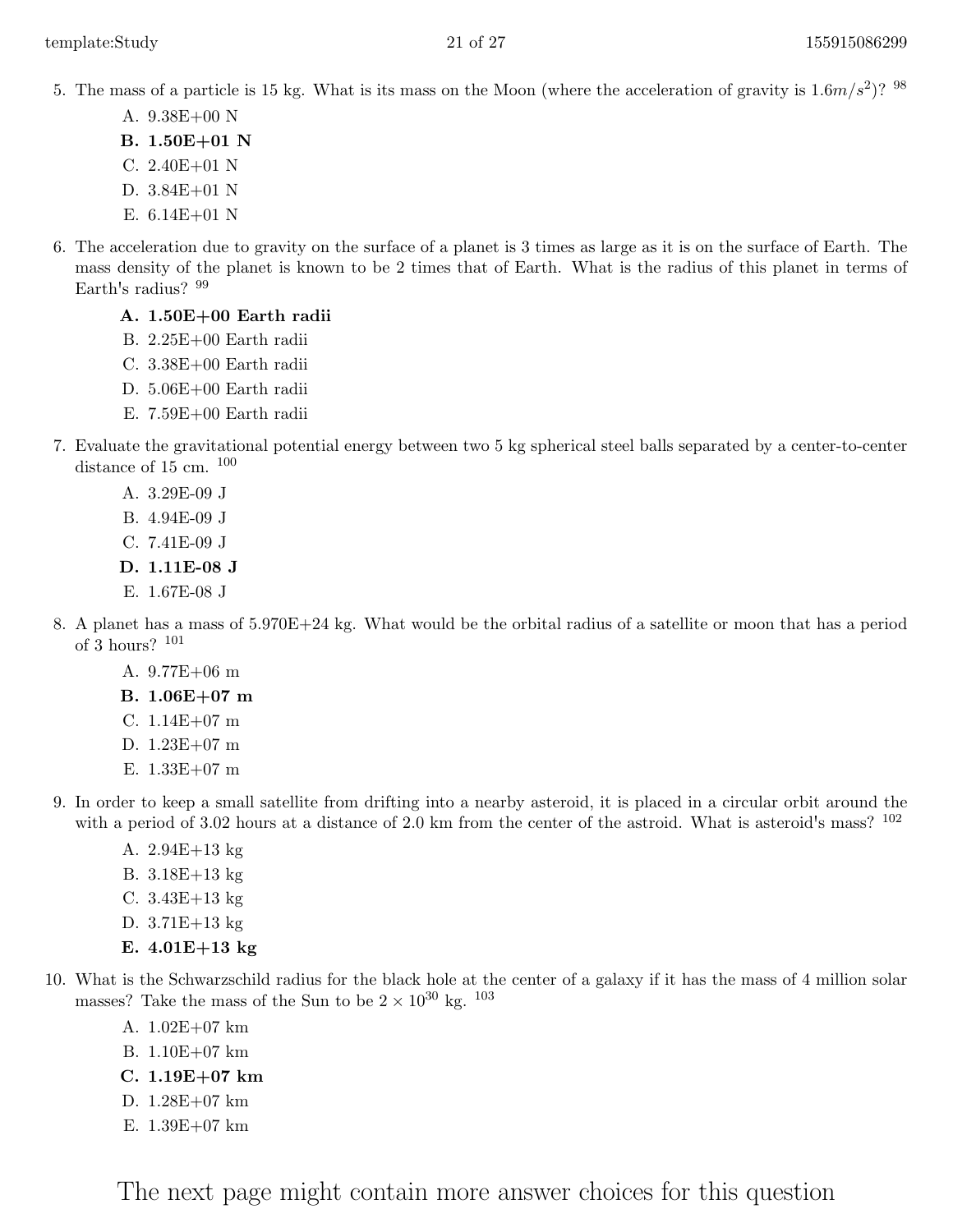5. The mass of a particle is 15 kg. What is its mass on the Moon (where the acceleration of gravity is $1.6 m/s^2$)? [98]
   - A. 9.38E+00 N
   - **B. 1.50E+01 N**
   - C. 2.40E+01 N
   - D. 3.84E+01 N
   - E. 6.14E+01 N

6. The acceleration due to gravity on the surface of a planet is 3 times as large as it is on the surface of Earth. The mass density of the planet is known to be 2 times that of Earth. What is the radius of this planet in terms of Earth's radius? [99]
   - **A. 1.50E+00 Earth radii**
   - B. 2.25E+00 Earth radii
   - C. 3.38E+00 Earth radii
   - D. 5.06E+00 Earth radii
   - E. 7.59E+00 Earth radii

7. Evaluate the gravitational potential energy between two 5 kg spherical steel balls separated by a center-to-center distance of 15 cm. [100]
   - A. 3.29E-09 J
   - B. 4.94E-09 J
   - C. 7.41E-09 J
   - **D. 1.11E-08 J**
   - E. 1.67E-08 J

8. A planet has a mass of 5.970E+24 kg. What would be the orbital radius of a satellite or moon that has a period of 3 hours? [101]
   - A. 9.77E+06 m
   - **B. 1.06E+07 m**
   - C. 1.14E+07 m
   - D. 1.23E+07 m
   - E. 1.33E+07 m

9. In order to keep a small satellite from drifting into a nearby asteroid, it is placed in a circular orbit around the with a period of 3.02 hours at a distance of 2.0 km from the center of the astroid. What is asteroid's mass? [102]
   - A. 2.94E+13 kg
   - B. 3.18E+13 kg
   - C. 3.43E+13 kg
   - D. 3.71E+13 kg
   - **E. 4.01E+13 kg**

10. What is the Schwarzschild radius for the black hole at the center of a galaxy if it has the mass of 4 million solar masses? Take the mass of the Sun to be $2 \times 10^{30}$ kg. [103]
    - A. 1.02E+07 km
    - B. 1.10E+07 km
    - **C. 1.19E+07 km**
    - D. 1.28E+07 km
    - E. 1.39E+07 km

The next page might contain more answer choices for this question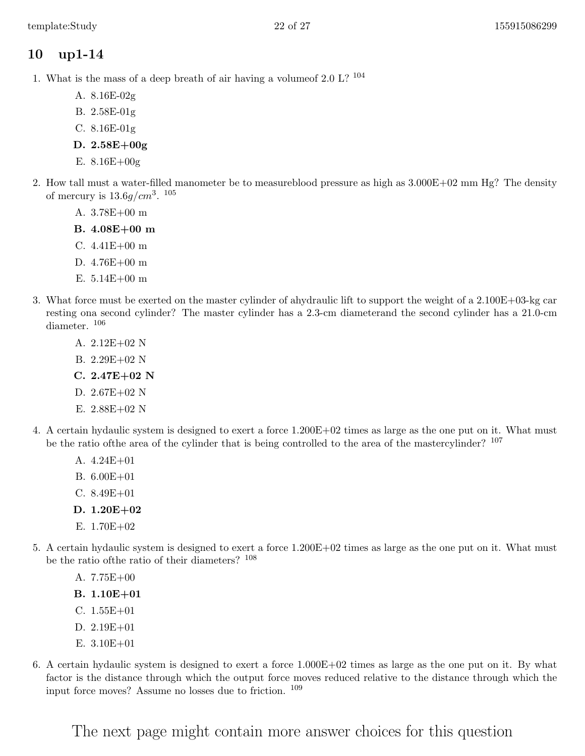## 10 up1-14

1. What is the mass of a deep breath of air having a volumeof 2.0 L? [104]

    A. 8.16E-02g
    B. 2.58E-01g
    C. 8.16E-01g
    **D. 2.58E+00g**
    E. 8.16E+00g

2. How tall must a water-filled manometer be to measureblood pressure as high as 3.000E+02 mm Hg? The density of mercury is $13.6 g/cm^3$. [105]

    A. 3.78E+00 m
    **B. 4.08E+00 m**
    C. 4.41E+00 m
    D. 4.76E+00 m
    E. 5.14E+00 m

3. What force must be exerted on the master cylinder of ahydraulic lift to support the weight of a 2.100E+03-kg car resting ona second cylinder? The master cylinder has a 2.3-cm diameterand the second cylinder has a 21.0-cm diameter. [106]

    A. 2.12E+02 N
    B. 2.29E+02 N
    **C. 2.47E+02 N**
    D. 2.67E+02 N
    E. 2.88E+02 N

4. A certain hydaulic system is designed to exert a force 1.200E+02 times as large as the one put on it. What must be the ratio ofthe area of the cylinder that is being controlled to the area of the mastercylinder? [107]

    A. 4.24E+01
    B. 6.00E+01
    C. 8.49E+01
    **D. 1.20E+02**
    E. 1.70E+02

5. A certain hydaulic system is designed to exert a force 1.200E+02 times as large as the one put on it. What must be the ratio ofthe ratio of their diameters? [108]

    A. 7.75E+00
    **B. 1.10E+01**
    C. 1.55E+01
    D. 2.19E+01
    E. 3.10E+01

6. A certain hydaulic system is designed to exert a force 1.000E+02 times as large as the one put on it. By what factor is the distance through which the output force moves reduced relative to the distance through which the input force moves? Assume no losses due to friction. [109]

The next page might contain more answer choices for this question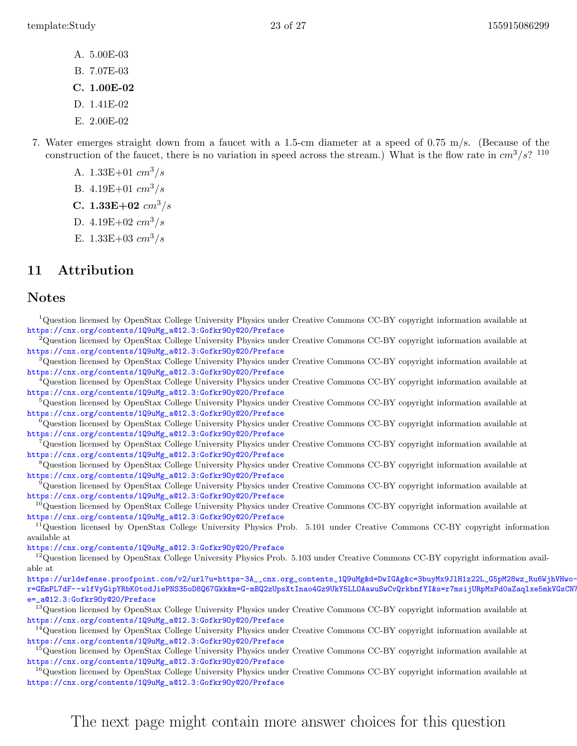A. 5.00E-03

B. 7.07E-03

**C. 1.00E-02**

D. 1.41E-02

E. 2.00E-02

7. Water emerges straight down from a faucet with a 1.5-cm diameter at a speed of 0.75 m/s. (Because of the construction of the faucet, there is no variation in speed across the stream.) What is the flow rate in $cm^3/s$? [110]

A. 1.33E+01 $cm^3/s$

B. 4.19E+01 $cm^3/s$

**C. 1.33E+02** $cm^3/s$

D. 4.19E+02 $cm^3/s$

E. 1.33E+03 $cm^3/s$

## 11 Attribution

### Notes

[1]Question licensed by OpenStax College University Physics under Creative Commons CC-BY copyright information available at https://cnx.org/contents/1Q9uMg_a@12.3:Gofkr9Oy@20/Preface

[2]Question licensed by OpenStax College University Physics under Creative Commons CC-BY copyright information available at https://cnx.org/contents/1Q9uMg_a@12.3:Gofkr9Oy@20/Preface

[3]Question licensed by OpenStax College University Physics under Creative Commons CC-BY copyright information available at https://cnx.org/contents/1Q9uMg_a@12.3:Gofkr9Oy@20/Preface

[4]Question licensed by OpenStax College University Physics under Creative Commons CC-BY copyright information available at https://cnx.org/contents/1Q9uMg_a@12.3:Gofkr9Oy@20/Preface

[5]Question licensed by OpenStax College University Physics under Creative Commons CC-BY copyright information available at https://cnx.org/contents/1Q9uMg_a@12.3:Gofkr9Oy@20/Preface

[6]Question licensed by OpenStax College University Physics under Creative Commons CC-BY copyright information available at https://cnx.org/contents/1Q9uMg_a@12.3:Gofkr9Oy@20/Preface

[7]Question licensed by OpenStax College University Physics under Creative Commons CC-BY copyright information available at https://cnx.org/contents/1Q9uMg_a@12.3:Gofkr9Oy@20/Preface

[8]Question licensed by OpenStax College University Physics under Creative Commons CC-BY copyright information available at https://cnx.org/contents/1Q9uMg_a@12.3:Gofkr9Oy@20/Preface

[9]Question licensed by OpenStax College University Physics under Creative Commons CC-BY copyright information available at https://cnx.org/contents/1Q9uMg_a@12.3:Gofkr9Oy@20/Preface

[10]Question licensed by OpenStax College University Physics under Creative Commons CC-BY copyright information available at https://cnx.org/contents/1Q9uMg_a@12.3:Gofkr9Oy@20/Preface

[11]Question licensed by OpenStax College University Physics Prob. 5.101 under Creative Commons CC-BY copyright information available at https://cnx.org/contents/1Q9uMg_a@12.3:Gofkr9Oy@20/Preface

[12]Question licensed by OpenStax College University Physics Prob. 5.103 under Creative Commons CC-BY copyright information available at https://urldefense.proofpoint.com/v2/url?u=https-3A__cnx.org_contents_1Q9uMg&d=DwIGAg&c=3buyMx9JlH1z22L_G5pM28wz_Ru6WjhVHwo-r=GEmPL7dF--wlfVyGipYRbKOtodJiePNS35oD8Q67Gkk&m=G-mBQ2zUpsXtInao4Gz9UkY5LLOAawuSwCvQrkbnfYI&s=r7msijURpMxPd0aZaqlxe5mkVGsCN7e=_a@12.3:Gofkr9Oy@20/Preface

[13]Question licensed by OpenStax College University Physics under Creative Commons CC-BY copyright information available at https://cnx.org/contents/1Q9uMg_a@12.3:Gofkr9Oy@20/Preface

[14]Question licensed by OpenStax College University Physics under Creative Commons CC-BY copyright information available at https://cnx.org/contents/1Q9uMg_a@12.3:Gofkr9Oy@20/Preface

[15]Question licensed by OpenStax College University Physics under Creative Commons CC-BY copyright information available at https://cnx.org/contents/1Q9uMg_a@12.3:Gofkr9Oy@20/Preface

[16]Question licensed by OpenStax College University Physics under Creative Commons CC-BY copyright information available at https://cnx.org/contents/1Q9uMg_a@12.3:Gofkr9Oy@20/Preface

The next page might contain more answer choices for this question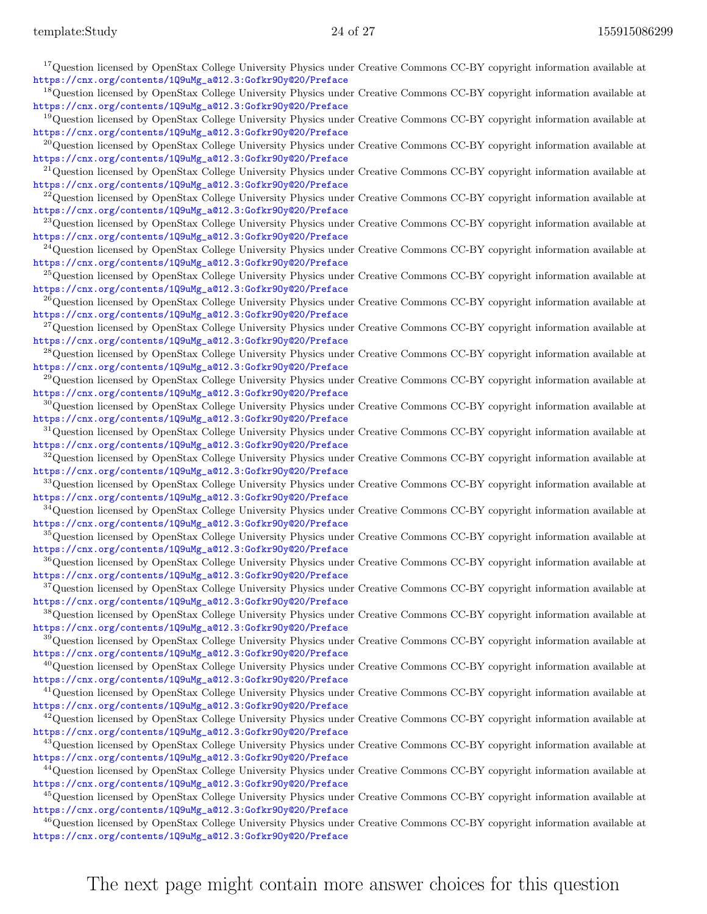[17] Question licensed by OpenStax College University Physics under Creative Commons CC-BY copyright information available at https://cnx.org/contents/1Q9uMg_a@12.3:Gofkr9Oy@20/Preface

[18] Question licensed by OpenStax College University Physics under Creative Commons CC-BY copyright information available at https://cnx.org/contents/1Q9uMg_a@12.3:Gofkr9Oy@20/Preface

[19] Question licensed by OpenStax College University Physics under Creative Commons CC-BY copyright information available at https://cnx.org/contents/1Q9uMg_a@12.3:Gofkr9Oy@20/Preface

[20] Question licensed by OpenStax College University Physics under Creative Commons CC-BY copyright information available at https://cnx.org/contents/1Q9uMg_a@12.3:Gofkr9Oy@20/Preface

[21] Question licensed by OpenStax College University Physics under Creative Commons CC-BY copyright information available at https://cnx.org/contents/1Q9uMg_a@12.3:Gofkr9Oy@20/Preface

[22] Question licensed by OpenStax College University Physics under Creative Commons CC-BY copyright information available at https://cnx.org/contents/1Q9uMg_a@12.3:Gofkr9Oy@20/Preface

[23] Question licensed by OpenStax College University Physics under Creative Commons CC-BY copyright information available at https://cnx.org/contents/1Q9uMg_a@12.3:Gofkr9Oy@20/Preface

[24] Question licensed by OpenStax College University Physics under Creative Commons CC-BY copyright information available at https://cnx.org/contents/1Q9uMg_a@12.3:Gofkr9Oy@20/Preface

[25] Question licensed by OpenStax College University Physics under Creative Commons CC-BY copyright information available at https://cnx.org/contents/1Q9uMg_a@12.3:Gofkr9Oy@20/Preface

[26] Question licensed by OpenStax College University Physics under Creative Commons CC-BY copyright information available at https://cnx.org/contents/1Q9uMg_a@12.3:Gofkr9Oy@20/Preface

[27] Question licensed by OpenStax College University Physics under Creative Commons CC-BY copyright information available at https://cnx.org/contents/1Q9uMg_a@12.3:Gofkr9Oy@20/Preface

[28] Question licensed by OpenStax College University Physics under Creative Commons CC-BY copyright information available at https://cnx.org/contents/1Q9uMg_a@12.3:Gofkr9Oy@20/Preface

[29] Question licensed by OpenStax College University Physics under Creative Commons CC-BY copyright information available at https://cnx.org/contents/1Q9uMg_a@12.3:Gofkr9Oy@20/Preface

[30] Question licensed by OpenStax College University Physics under Creative Commons CC-BY copyright information available at https://cnx.org/contents/1Q9uMg_a@12.3:Gofkr9Oy@20/Preface

[31] Question licensed by OpenStax College University Physics under Creative Commons CC-BY copyright information available at https://cnx.org/contents/1Q9uMg_a@12.3:Gofkr9Oy@20/Preface

[32] Question licensed by OpenStax College University Physics under Creative Commons CC-BY copyright information available at https://cnx.org/contents/1Q9uMg_a@12.3:Gofkr9Oy@20/Preface

[33] Question licensed by OpenStax College University Physics under Creative Commons CC-BY copyright information available at https://cnx.org/contents/1Q9uMg_a@12.3:Gofkr9Oy@20/Preface

[34] Question licensed by OpenStax College University Physics under Creative Commons CC-BY copyright information available at https://cnx.org/contents/1Q9uMg_a@12.3:Gofkr9Oy@20/Preface

[35] Question licensed by OpenStax College University Physics under Creative Commons CC-BY copyright information available at https://cnx.org/contents/1Q9uMg_a@12.3:Gofkr9Oy@20/Preface

[36] Question licensed by OpenStax College University Physics under Creative Commons CC-BY copyright information available at https://cnx.org/contents/1Q9uMg_a@12.3:Gofkr9Oy@20/Preface

[37] Question licensed by OpenStax College University Physics under Creative Commons CC-BY copyright information available at https://cnx.org/contents/1Q9uMg_a@12.3:Gofkr9Oy@20/Preface

[38] Question licensed by OpenStax College University Physics under Creative Commons CC-BY copyright information available at https://cnx.org/contents/1Q9uMg_a@12.3:Gofkr9Oy@20/Preface

[39] Question licensed by OpenStax College University Physics under Creative Commons CC-BY copyright information available at https://cnx.org/contents/1Q9uMg_a@12.3:Gofkr9Oy@20/Preface

[40] Question licensed by OpenStax College University Physics under Creative Commons CC-BY copyright information available at https://cnx.org/contents/1Q9uMg_a@12.3:Gofkr9Oy@20/Preface

[41] Question licensed by OpenStax College University Physics under Creative Commons CC-BY copyright information available at https://cnx.org/contents/1Q9uMg_a@12.3:Gofkr9Oy@20/Preface

[42] Question licensed by OpenStax College University Physics under Creative Commons CC-BY copyright information available at https://cnx.org/contents/1Q9uMg_a@12.3:Gofkr9Oy@20/Preface

[43] Question licensed by OpenStax College University Physics under Creative Commons CC-BY copyright information available at https://cnx.org/contents/1Q9uMg_a@12.3:Gofkr9Oy@20/Preface

[44] Question licensed by OpenStax College University Physics under Creative Commons CC-BY copyright information available at https://cnx.org/contents/1Q9uMg_a@12.3:Gofkr9Oy@20/Preface

[45] Question licensed by OpenStax College University Physics under Creative Commons CC-BY copyright information available at https://cnx.org/contents/1Q9uMg_a@12.3:Gofkr9Oy@20/Preface

[46] Question licensed by OpenStax College University Physics under Creative Commons CC-BY copyright information available at https://cnx.org/contents/1Q9uMg_a@12.3:Gofkr9Oy@20/Preface

The next page might contain more answer choices for this question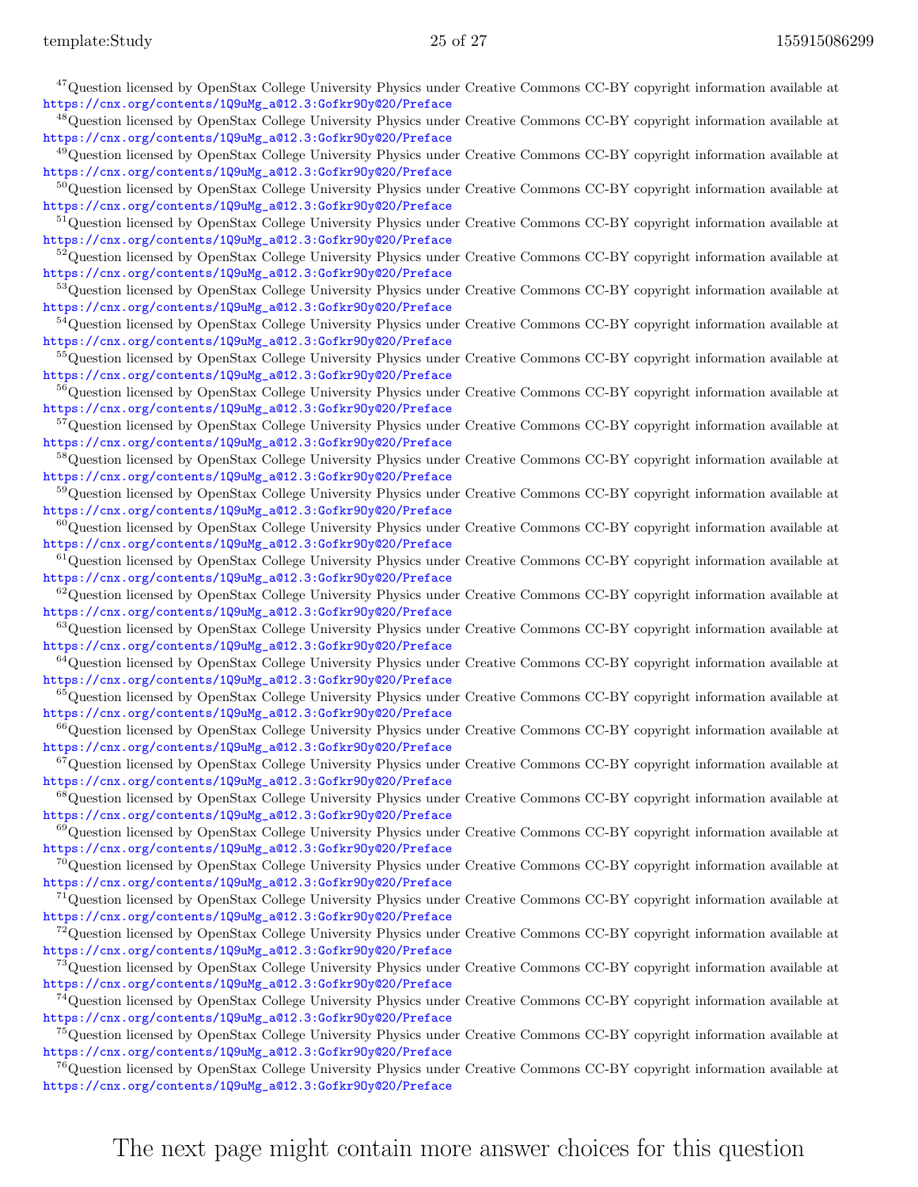[47]Question licensed by OpenStax College University Physics under Creative Commons CC-BY copyright information available at https://cnx.org/contents/1Q9uMg_a@12.3:Gofkr9Oy@20/Preface

[48]Question licensed by OpenStax College University Physics under Creative Commons CC-BY copyright information available at https://cnx.org/contents/1Q9uMg_a@12.3:Gofkr9Oy@20/Preface

[49]Question licensed by OpenStax College University Physics under Creative Commons CC-BY copyright information available at https://cnx.org/contents/1Q9uMg_a@12.3:Gofkr9Oy@20/Preface

[50]Question licensed by OpenStax College University Physics under Creative Commons CC-BY copyright information available at https://cnx.org/contents/1Q9uMg_a@12.3:Gofkr9Oy@20/Preface

[51]Question licensed by OpenStax College University Physics under Creative Commons CC-BY copyright information available at https://cnx.org/contents/1Q9uMg_a@12.3:Gofkr9Oy@20/Preface

[52]Question licensed by OpenStax College University Physics under Creative Commons CC-BY copyright information available at https://cnx.org/contents/1Q9uMg_a@12.3:Gofkr9Oy@20/Preface

[53]Question licensed by OpenStax College University Physics under Creative Commons CC-BY copyright information available at https://cnx.org/contents/1Q9uMg_a@12.3:Gofkr9Oy@20/Preface

[54]Question licensed by OpenStax College University Physics under Creative Commons CC-BY copyright information available at https://cnx.org/contents/1Q9uMg_a@12.3:Gofkr9Oy@20/Preface

[55]Question licensed by OpenStax College University Physics under Creative Commons CC-BY copyright information available at https://cnx.org/contents/1Q9uMg_a@12.3:Gofkr9Oy@20/Preface

[56]Question licensed by OpenStax College University Physics under Creative Commons CC-BY copyright information available at https://cnx.org/contents/1Q9uMg_a@12.3:Gofkr9Oy@20/Preface

[57]Question licensed by OpenStax College University Physics under Creative Commons CC-BY copyright information available at https://cnx.org/contents/1Q9uMg_a@12.3:Gofkr9Oy@20/Preface

[58]Question licensed by OpenStax College University Physics under Creative Commons CC-BY copyright information available at https://cnx.org/contents/1Q9uMg_a@12.3:Gofkr9Oy@20/Preface

[59]Question licensed by OpenStax College University Physics under Creative Commons CC-BY copyright information available at https://cnx.org/contents/1Q9uMg_a@12.3:Gofkr9Oy@20/Preface

[60]Question licensed by OpenStax College University Physics under Creative Commons CC-BY copyright information available at https://cnx.org/contents/1Q9uMg_a@12.3:Gofkr9Oy@20/Preface

[61]Question licensed by OpenStax College University Physics under Creative Commons CC-BY copyright information available at https://cnx.org/contents/1Q9uMg_a@12.3:Gofkr9Oy@20/Preface

[62]Question licensed by OpenStax College University Physics under Creative Commons CC-BY copyright information available at https://cnx.org/contents/1Q9uMg_a@12.3:Gofkr9Oy@20/Preface

[63]Question licensed by OpenStax College University Physics under Creative Commons CC-BY copyright information available at https://cnx.org/contents/1Q9uMg_a@12.3:Gofkr9Oy@20/Preface

[64]Question licensed by OpenStax College University Physics under Creative Commons CC-BY copyright information available at https://cnx.org/contents/1Q9uMg_a@12.3:Gofkr9Oy@20/Preface

[65]Question licensed by OpenStax College University Physics under Creative Commons CC-BY copyright information available at https://cnx.org/contents/1Q9uMg_a@12.3:Gofkr9Oy@20/Preface

[66]Question licensed by OpenStax College University Physics under Creative Commons CC-BY copyright information available at https://cnx.org/contents/1Q9uMg_a@12.3:Gofkr9Oy@20/Preface

[67]Question licensed by OpenStax College University Physics under Creative Commons CC-BY copyright information available at https://cnx.org/contents/1Q9uMg_a@12.3:Gofkr9Oy@20/Preface

[68]Question licensed by OpenStax College University Physics under Creative Commons CC-BY copyright information available at https://cnx.org/contents/1Q9uMg_a@12.3:Gofkr9Oy@20/Preface

[69]Question licensed by OpenStax College University Physics under Creative Commons CC-BY copyright information available at https://cnx.org/contents/1Q9uMg_a@12.3:Gofkr9Oy@20/Preface

[70]Question licensed by OpenStax College University Physics under Creative Commons CC-BY copyright information available at https://cnx.org/contents/1Q9uMg_a@12.3:Gofkr9Oy@20/Preface

[71]Question licensed by OpenStax College University Physics under Creative Commons CC-BY copyright information available at https://cnx.org/contents/1Q9uMg_a@12.3:Gofkr9Oy@20/Preface

[72]Question licensed by OpenStax College University Physics under Creative Commons CC-BY copyright information available at https://cnx.org/contents/1Q9uMg_a@12.3:Gofkr9Oy@20/Preface

[73]Question licensed by OpenStax College University Physics under Creative Commons CC-BY copyright information available at https://cnx.org/contents/1Q9uMg_a@12.3:Gofkr9Oy@20/Preface

[74]Question licensed by OpenStax College University Physics under Creative Commons CC-BY copyright information available at https://cnx.org/contents/1Q9uMg_a@12.3:Gofkr9Oy@20/Preface

[75]Question licensed by OpenStax College University Physics under Creative Commons CC-BY copyright information available at https://cnx.org/contents/1Q9uMg_a@12.3:Gofkr9Oy@20/Preface

[76]Question licensed by OpenStax College University Physics under Creative Commons CC-BY copyright information available at https://cnx.org/contents/1Q9uMg_a@12.3:Gofkr9Oy@20/Preface

The next page might contain more answer choices for this question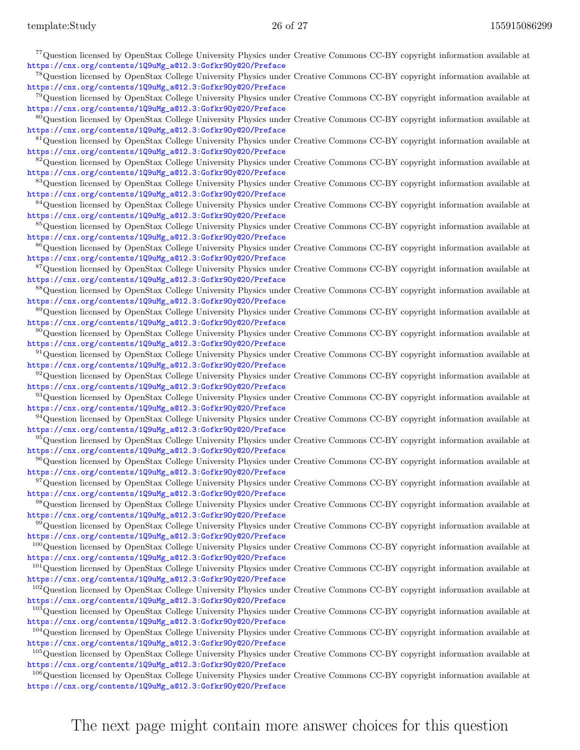[77]Question licensed by OpenStax College University Physics under Creative Commons CC-BY copyright information available at https://cnx.org/contents/1Q9uMg_a@12.3:Gofkr9Oy@20/Preface

[78]Question licensed by OpenStax College University Physics under Creative Commons CC-BY copyright information available at https://cnx.org/contents/1Q9uMg_a@12.3:Gofkr9Oy@20/Preface

[79]Question licensed by OpenStax College University Physics under Creative Commons CC-BY copyright information available at https://cnx.org/contents/1Q9uMg_a@12.3:Gofkr9Oy@20/Preface

[80]Question licensed by OpenStax College University Physics under Creative Commons CC-BY copyright information available at https://cnx.org/contents/1Q9uMg_a@12.3:Gofkr9Oy@20/Preface

[81]Question licensed by OpenStax College University Physics under Creative Commons CC-BY copyright information available at https://cnx.org/contents/1Q9uMg_a@12.3:Gofkr9Oy@20/Preface

[82]Question licensed by OpenStax College University Physics under Creative Commons CC-BY copyright information available at https://cnx.org/contents/1Q9uMg_a@12.3:Gofkr9Oy@20/Preface

[83]Question licensed by OpenStax College University Physics under Creative Commons CC-BY copyright information available at https://cnx.org/contents/1Q9uMg_a@12.3:Gofkr9Oy@20/Preface

[84]Question licensed by OpenStax College University Physics under Creative Commons CC-BY copyright information available at https://cnx.org/contents/1Q9uMg_a@12.3:Gofkr9Oy@20/Preface

[85]Question licensed by OpenStax College University Physics under Creative Commons CC-BY copyright information available at https://cnx.org/contents/1Q9uMg_a@12.3:Gofkr9Oy@20/Preface

[86]Question licensed by OpenStax College University Physics under Creative Commons CC-BY copyright information available at https://cnx.org/contents/1Q9uMg_a@12.3:Gofkr9Oy@20/Preface

[87]Question licensed by OpenStax College University Physics under Creative Commons CC-BY copyright information available at https://cnx.org/contents/1Q9uMg_a@12.3:Gofkr9Oy@20/Preface

[88]Question licensed by OpenStax College University Physics under Creative Commons CC-BY copyright information available at https://cnx.org/contents/1Q9uMg_a@12.3:Gofkr9Oy@20/Preface

[89]Question licensed by OpenStax College University Physics under Creative Commons CC-BY copyright information available at https://cnx.org/contents/1Q9uMg_a@12.3:Gofkr9Oy@20/Preface

[90]Question licensed by OpenStax College University Physics under Creative Commons CC-BY copyright information available at https://cnx.org/contents/1Q9uMg_a@12.3:Gofkr9Oy@20/Preface

[91]Question licensed by OpenStax College University Physics under Creative Commons CC-BY copyright information available at https://cnx.org/contents/1Q9uMg_a@12.3:Gofkr9Oy@20/Preface

[92]Question licensed by OpenStax College University Physics under Creative Commons CC-BY copyright information available at https://cnx.org/contents/1Q9uMg_a@12.3:Gofkr9Oy@20/Preface

[93]Question licensed by OpenStax College University Physics under Creative Commons CC-BY copyright information available at https://cnx.org/contents/1Q9uMg_a@12.3:Gofkr9Oy@20/Preface

[94]Question licensed by OpenStax College University Physics under Creative Commons CC-BY copyright information available at https://cnx.org/contents/1Q9uMg_a@12.3:Gofkr9Oy@20/Preface

[95]Question licensed by OpenStax College University Physics under Creative Commons CC-BY copyright information available at https://cnx.org/contents/1Q9uMg_a@12.3:Gofkr9Oy@20/Preface

[96]Question licensed by OpenStax College University Physics under Creative Commons CC-BY copyright information available at https://cnx.org/contents/1Q9uMg_a@12.3:Gofkr9Oy@20/Preface

[97]Question licensed by OpenStax College University Physics under Creative Commons CC-BY copyright information available at https://cnx.org/contents/1Q9uMg_a@12.3:Gofkr9Oy@20/Preface

[98]Question licensed by OpenStax College University Physics under Creative Commons CC-BY copyright information available at https://cnx.org/contents/1Q9uMg_a@12.3:Gofkr9Oy@20/Preface

[99]Question licensed by OpenStax College University Physics under Creative Commons CC-BY copyright information available at https://cnx.org/contents/1Q9uMg_a@12.3:Gofkr9Oy@20/Preface

[100]Question licensed by OpenStax College University Physics under Creative Commons CC-BY copyright information available at https://cnx.org/contents/1Q9uMg_a@12.3:Gofkr9Oy@20/Preface

[101]Question licensed by OpenStax College University Physics under Creative Commons CC-BY copyright information available at https://cnx.org/contents/1Q9uMg_a@12.3:Gofkr9Oy@20/Preface

[102]Question licensed by OpenStax College University Physics under Creative Commons CC-BY copyright information available at https://cnx.org/contents/1Q9uMg_a@12.3:Gofkr9Oy@20/Preface

[103]Question licensed by OpenStax College University Physics under Creative Commons CC-BY copyright information available at https://cnx.org/contents/1Q9uMg_a@12.3:Gofkr9Oy@20/Preface

[104]Question licensed by OpenStax College University Physics under Creative Commons CC-BY copyright information available at https://cnx.org/contents/1Q9uMg_a@12.3:Gofkr9Oy@20/Preface

[105]Question licensed by OpenStax College University Physics under Creative Commons CC-BY copyright information available at https://cnx.org/contents/1Q9uMg_a@12.3:Gofkr9Oy@20/Preface

[106]Question licensed by OpenStax College University Physics under Creative Commons CC-BY copyright information available at https://cnx.org/contents/1Q9uMg_a@12.3:Gofkr9Oy@20/Preface

The next page might contain more answer choices for this question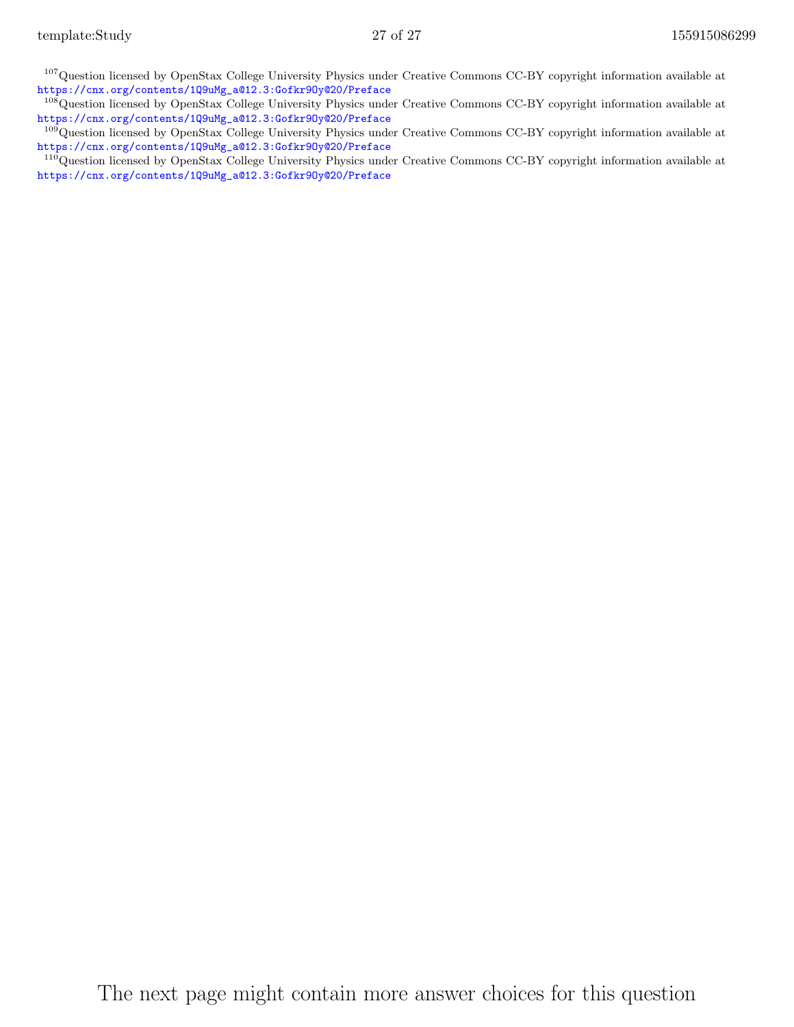[107]Question licensed by OpenStax College University Physics under Creative Commons CC-BY copyright information available at https://cnx.org/contents/1Q9uMg_a@12.3:Gofkr9Oy@20/Preface

[108]Question licensed by OpenStax College University Physics under Creative Commons CC-BY copyright information available at https://cnx.org/contents/1Q9uMg_a@12.3:Gofkr9Oy@20/Preface

[109]Question licensed by OpenStax College University Physics under Creative Commons CC-BY copyright information available at https://cnx.org/contents/1Q9uMg_a@12.3:Gofkr9Oy@20/Preface

[110]Question licensed by OpenStax College University Physics under Creative Commons CC-BY copyright information available at https://cnx.org/contents/1Q9uMg_a@12.3:Gofkr9Oy@20/Preface

The next page might contain more answer choices for this question